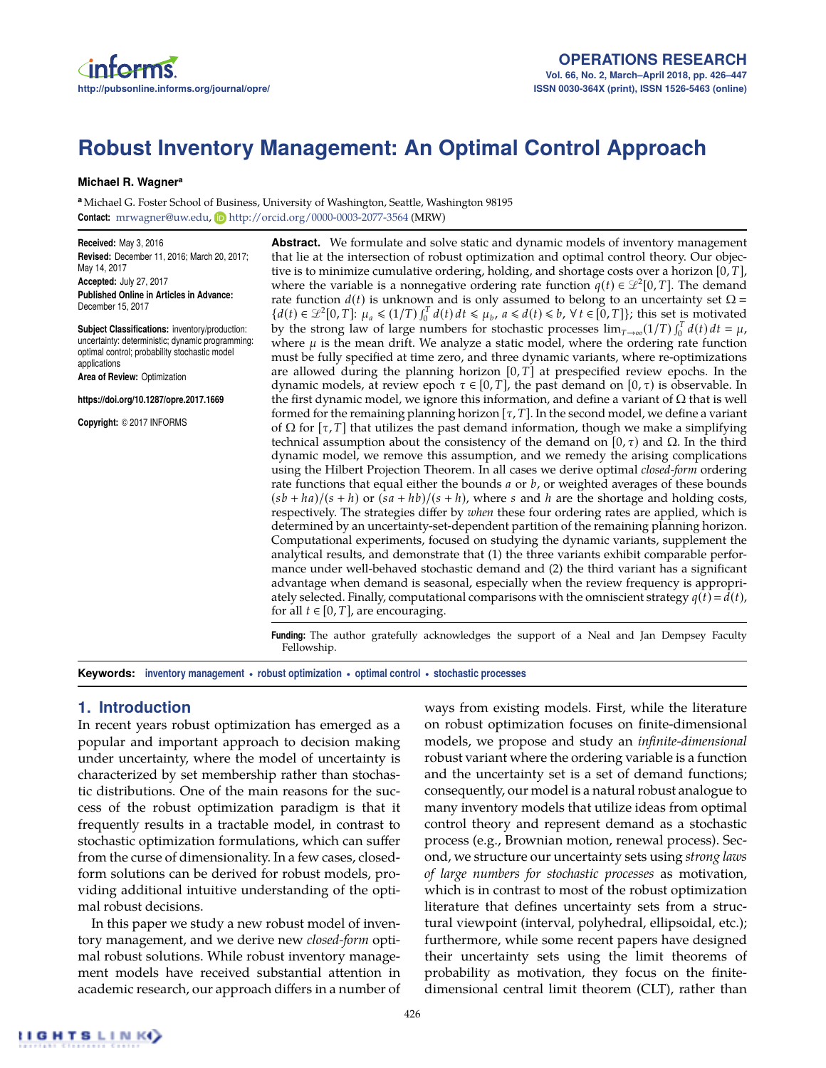# Robust Inventory Management: An Optimal Control Approach

**Michael R. Wagner**[a]

[a] Michael G. Foster School of Business, University of Washington, Seattle, Washington 98195

**Contact:** mrwagner@uw.edu, http://orcid.org/0000-0003-2077-3564 (MRW)

**Received:** May 3, 2016
**Revised:** December 11, 2016; March 20, 2017; May 14, 2017
**Accepted:** July 27, 2017
**Published Online in Articles in Advance:** December 15, 2017

**Subject Classifications:** inventory/production: uncertainty: deterministic; dynamic programming: optimal control; probability stochastic model applications
**Area of Review:** Optimization

**https://doi.org/10.1287/opre.2017.1669**

**Copyright:** © 2017 INFORMS

**Abstract.** We formulate and solve static and dynamic models of inventory management that lie at the intersection of robust optimization and optimal control theory. Our objective is to minimize cumulative ordering, holding, and shortage costs over a horizon $[0, T]$, where the variable is a nonnegative ordering rate function $q(t) \in \mathscr{L}^2[0, T]$. The demand rate function $d(t)$ is unknown and is only assumed to belong to an uncertainty set $\Omega = \{d(t) \in \mathscr{L}^2[0, T]\colon \mu_a \leqslant (1/T)\int_0^T d(t)\,dt \leqslant \mu_b,\ a \leqslant d(t) \leqslant b,\ \forall\, t \in [0, T]\}$; this set is motivated by the strong law of large numbers for stochastic processes $\lim_{T\to\infty}(1/T)\int_0^T d(t)\,dt = \mu$, where $\mu$ is the mean drift. We analyze a static model, where the ordering rate function must be fully specified at time zero, and three dynamic variants, where re-optimizations are allowed during the planning horizon $[0, T]$ at prespecified review epochs. In the dynamic models, at review epoch $\tau \in [0, T]$, the past demand on $[0, \tau)$ is observable. In the first dynamic model, we ignore this information, and define a variant of $\Omega$ that is well formed for the remaining planning horizon $[\tau, T]$. In the second model, we define a variant of $\Omega$ for $[\tau, T]$ that utilizes the past demand information, though we make a simplifying technical assumption about the consistency of the demand on $[0, \tau)$ and $\Omega$. In the third dynamic model, we remove this assumption, and we remedy the arising complications using the Hilbert Projection Theorem. In all cases we derive optimal *closed-form* ordering rate functions that equal either the bounds $a$ or $b$, or weighted averages of these bounds $(sb + ha)/(s + h)$ or $(sa + hb)/(s + h)$, where $s$ and $h$ are the shortage and holding costs, respectively. The strategies differ by *when* these four ordering rates are applied, which is determined by an uncertainty-set-dependent partition of the remaining planning horizon. Computational experiments, focused on studying the dynamic variants, supplement the analytical results, and demonstrate that (1) the three variants exhibit comparable performance under well-behaved stochastic demand and (2) the third variant has a significant advantage when demand is seasonal, especially when the review frequency is appropriately selected. Finally, computational comparisons with the omniscient strategy $q(t) = d(t)$, for all $t \in [0, T]$, are encouraging.

**Funding:** The author gratefully acknowledges the support of a Neal and Jan Dempsey Faculty Fellowship.

**Keywords:** inventory management • robust optimization • optimal control • stochastic processes

## 1. Introduction

In recent years robust optimization has emerged as a popular and important approach to decision making under uncertainty, where the model of uncertainty is characterized by set membership rather than stochastic distributions. One of the main reasons for the success of the robust optimization paradigm is that it frequently results in a tractable model, in contrast to stochastic optimization formulations, which can suffer from the curse of dimensionality. In a few cases, closed-form solutions can be derived for robust models, providing additional intuitive understanding of the optimal robust decisions.

In this paper we study a new robust model of inventory management, and we derive new *closed-form* optimal robust solutions. While robust inventory management models have received substantial attention in academic research, our approach differs in a number of ways from existing models. First, while the literature on robust optimization focuses on finite-dimensional models, we propose and study an *infinite-dimensional* robust variant where the ordering variable is a function and the uncertainty set is a set of demand functions; consequently, our model is a natural robust analogue to many inventory models that utilize ideas from optimal control theory and represent demand as a stochastic process (e.g., Brownian motion, renewal process). Second, we structure our uncertainty sets using *strong laws of large numbers for stochastic processes* as motivation, which is in contrast to most of the robust optimization literature that defines uncertainty sets from a structural viewpoint (interval, polyhedral, ellipsoidal, etc.); furthermore, while some recent papers have designed their uncertainty sets using the limit theorems of probability as motivation, they focus on the finite-dimensional central limit theorem (CLT), rather than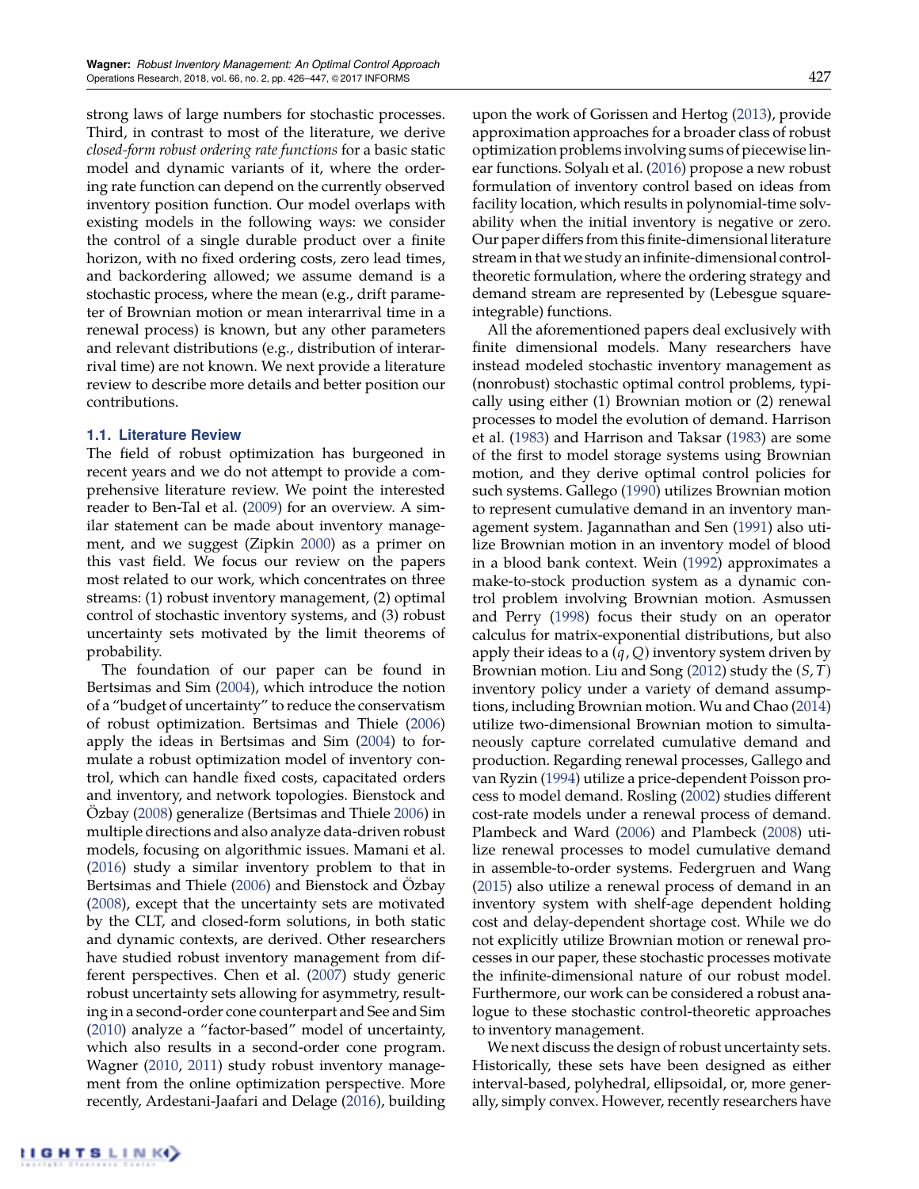strong laws of large numbers for stochastic processes. Third, in contrast to most of the literature, we derive *closed-form robust ordering rate functions* for a basic static model and dynamic variants of it, where the ordering rate function can depend on the currently observed inventory position function. Our model overlaps with existing models in the following ways: we consider the control of a single durable product over a finite horizon, with no fixed ordering costs, zero lead times, and backordering allowed; we assume demand is a stochastic process, where the mean (e.g., drift parameter of Brownian motion or mean interarrival time in a renewal process) is known, but any other parameters and relevant distributions (e.g., distribution of interarrival time) are not known. We next provide a literature review to describe more details and better position our contributions.

### 1.1. Literature Review

The field of robust optimization has burgeoned in recent years and we do not attempt to provide a comprehensive literature review. We point the interested reader to Ben-Tal et al. (2009) for an overview. A similar statement can be made about inventory management, and we suggest (Zipkin 2000) as a primer on this vast field. We focus our review on the papers most related to our work, which concentrates on three streams: (1) robust inventory management, (2) optimal control of stochastic inventory systems, and (3) robust uncertainty sets motivated by the limit theorems of probability.

The foundation of our paper can be found in Bertsimas and Sim (2004), which introduce the notion of a "budget of uncertainty" to reduce the conservatism of robust optimization. Bertsimas and Thiele (2006) apply the ideas in Bertsimas and Sim (2004) to formulate a robust optimization model of inventory control, which can handle fixed costs, capacitated orders and inventory, and network topologies. Bienstock and Özbay (2008) generalize (Bertsimas and Thiele 2006) in multiple directions and also analyze data-driven robust models, focusing on algorithmic issues. Mamani et al. (2016) study a similar inventory problem to that in Bertsimas and Thiele (2006) and Bienstock and Özbay (2008), except that the uncertainty sets are motivated by the CLT, and closed-form solutions, in both static and dynamic contexts, are derived. Other researchers have studied robust inventory management from different perspectives. Chen et al. (2007) study generic robust uncertainty sets allowing for asymmetry, resulting in a second-order cone counterpart and See and Sim (2010) analyze a "factor-based" model of uncertainty, which also results in a second-order cone program. Wagner (2010, 2011) study robust inventory management from the online optimization perspective. More recently, Ardestani-Jaafari and Delage (2016), building upon the work of Gorissen and Hertog (2013), provide approximation approaches for a broader class of robust optimization problems involving sums of piecewise linear functions. Solyalı et al. (2016) propose a new robust formulation of inventory control based on ideas from facility location, which results in polynomial-time solvability when the initial inventory is negative or zero. Our paper differs from this finite-dimensional literature stream in that we study an infinite-dimensional control-theoretic formulation, where the ordering strategy and demand stream are represented by (Lebesgue square-integrable) functions.

All the aforementioned papers deal exclusively with finite dimensional models. Many researchers have instead modeled stochastic inventory management as (nonrobust) stochastic optimal control problems, typically using either (1) Brownian motion or (2) renewal processes to model the evolution of demand. Harrison et al. (1983) and Harrison and Taksar (1983) are some of the first to model storage systems using Brownian motion, and they derive optimal control policies for such systems. Gallego (1990) utilizes Brownian motion to represent cumulative demand in an inventory management system. Jagannathan and Sen (1991) also utilize Brownian motion in an inventory model of blood in a blood bank context. Wein (1992) approximates a make-to-stock production system as a dynamic control problem involving Brownian motion. Asmussen and Perry (1998) focus their study on an operator calculus for matrix-exponential distributions, but also apply their ideas to a $(q, Q)$ inventory system driven by Brownian motion. Liu and Song (2012) study the $(S, T)$ inventory policy under a variety of demand assumptions, including Brownian motion. Wu and Chao (2014) utilize two-dimensional Brownian motion to simultaneously capture correlated cumulative demand and production. Regarding renewal processes, Gallego and van Ryzin (1994) utilize a price-dependent Poisson process to model demand. Rosling (2002) studies different cost-rate models under a renewal process of demand. Plambeck and Ward (2006) and Plambeck (2008) utilize renewal processes to model cumulative demand in assemble-to-order systems. Federgruen and Wang (2015) also utilize a renewal process of demand in an inventory system with shelf-age dependent holding cost and delay-dependent shortage cost. While we do not explicitly utilize Brownian motion or renewal processes in our paper, these stochastic processes motivate the infinite-dimensional nature of our robust model. Furthermore, our work can be considered a robust analogue to these stochastic control-theoretic approaches to inventory management.

We next discuss the design of robust uncertainty sets. Historically, these sets have been designed as either interval-based, polyhedral, ellipsoidal, or, more generally, simply convex. However, recently researchers have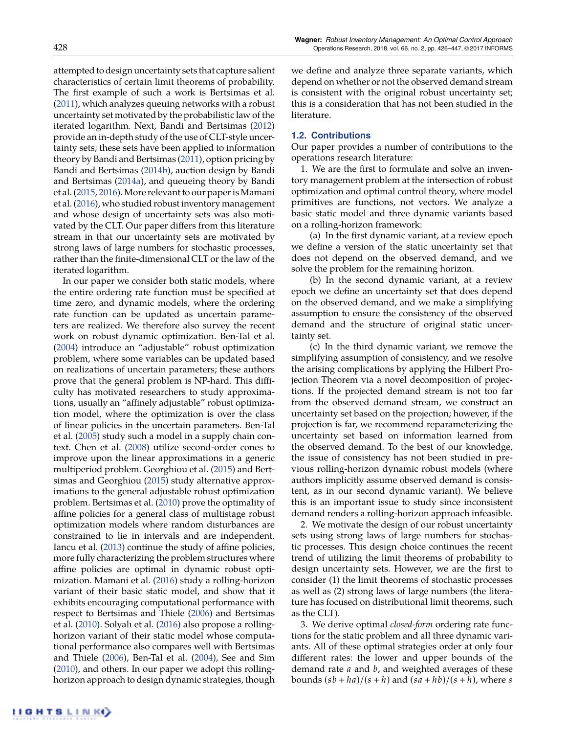attempted to design uncertainty sets that capture salient characteristics of certain limit theorems of probability. The first example of such a work is Bertsimas et al. (2011), which analyzes queuing networks with a robust uncertainty set motivated by the probabilistic law of the iterated logarithm. Next, Bandi and Bertsimas (2012) provide an in-depth study of the use of CLT-style uncertainty sets; these sets have been applied to information theory by Bandi and Bertsimas (2011), option pricing by Bandi and Bertsimas (2014b), auction design by Bandi and Bertsimas (2014a), and queueing theory by Bandi et al. (2015, 2016). More relevant to our paper is Mamani et al. (2016), who studied robust inventory management and whose design of uncertainty sets was also motivated by the CLT. Our paper differs from this literature stream in that our uncertainty sets are motivated by strong laws of large numbers for stochastic processes, rather than the finite-dimensional CLT or the law of the iterated logarithm.

In our paper we consider both static models, where the entire ordering rate function must be specified at time zero, and dynamic models, where the ordering rate function can be updated as uncertain parameters are realized. We therefore also survey the recent work on robust dynamic optimization. Ben-Tal et al. (2004) introduce an "adjustable" robust optimization problem, where some variables can be updated based on realizations of uncertain parameters; these authors prove that the general problem is NP-hard. This difficulty has motivated researchers to study approximations, usually an "affinely adjustable" robust optimization model, where the optimization is over the class of linear policies in the uncertain parameters. Ben-Tal et al. (2005) study such a model in a supply chain context. Chen et al. (2008) utilize second-order cones to improve upon the linear approximations in a generic multiperiod problem. Georghiou et al. (2015) and Bertsimas and Georghiou (2015) study alternative approximations to the general adjustable robust optimization problem. Bertsimas et al. (2010) prove the optimality of affine policies for a general class of multistage robust optimization models where random disturbances are constrained to lie in intervals and are independent. Iancu et al. (2013) continue the study of affine policies, more fully characterizing the problem structures where affine policies are optimal in dynamic robust optimization. Mamani et al. (2016) study a rolling-horizon variant of their basic static model, and show that it exhibits encouraging computational performance with respect to Bertsimas and Thiele (2006) and Bertsimas et al. (2010). Solyalı et al. (2016) also propose a rolling-horizon variant of their static model whose computational performance also compares well with Bertsimas and Thiele (2006), Ben-Tal et al. (2004), See and Sim (2010), and others. In our paper we adopt this rolling-horizon approach to design dynamic strategies, though we define and analyze three separate variants, which depend on whether or not the observed demand stream is consistent with the original robust uncertainty set; this is a consideration that has not been studied in the literature.

### 1.2. Contributions

Our paper provides a number of contributions to the operations research literature:

1. We are the first to formulate and solve an inventory management problem at the intersection of robust optimization and optimal control theory, where model primitives are functions, not vectors. We analyze a basic static model and three dynamic variants based on a rolling-horizon framework:

   (a) In the first dynamic variant, at a review epoch we define a version of the static uncertainty set that does not depend on the observed demand, and we solve the problem for the remaining horizon.

   (b) In the second dynamic variant, at a review epoch we define an uncertainty set that does depend on the observed demand, and we make a simplifying assumption to ensure the consistency of the observed demand and the structure of original static uncertainty set.

   (c) In the third dynamic variant, we remove the simplifying assumption of consistency, and we resolve the arising complications by applying the Hilbert Projection Theorem via a novel decomposition of projections. If the projected demand stream is not too far from the observed demand stream, we construct an uncertainty set based on the projection; however, if the projection is far, we recommend reparameterizing the uncertainty set based on information learned from the observed demand. To the best of our knowledge, the issue of consistency has not been studied in previous rolling-horizon dynamic robust models (where authors implicitly assume observed demand is consistent, as in our second dynamic variant). We believe this is an important issue to study since inconsistent demand renders a rolling-horizon approach infeasible.

2. We motivate the design of our robust uncertainty sets using strong laws of large numbers for stochastic processes. This design choice continues the recent trend of utilizing the limit theorems of probability to design uncertainty sets. However, we are the first to consider (1) the limit theorems of stochastic processes as well as (2) strong laws of large numbers (the literature has focused on distributional limit theorems, such as the CLT).

3. We derive optimal *closed-form* ordering rate functions for the static problem and all three dynamic variants. All of these optimal strategies order at only four different rates: the lower and upper bounds of the demand rate $a$ and $b$, and weighted averages of these bounds $(sb + ha)/(s + h)$ and $(sa + hb)/(s + h)$, where $s$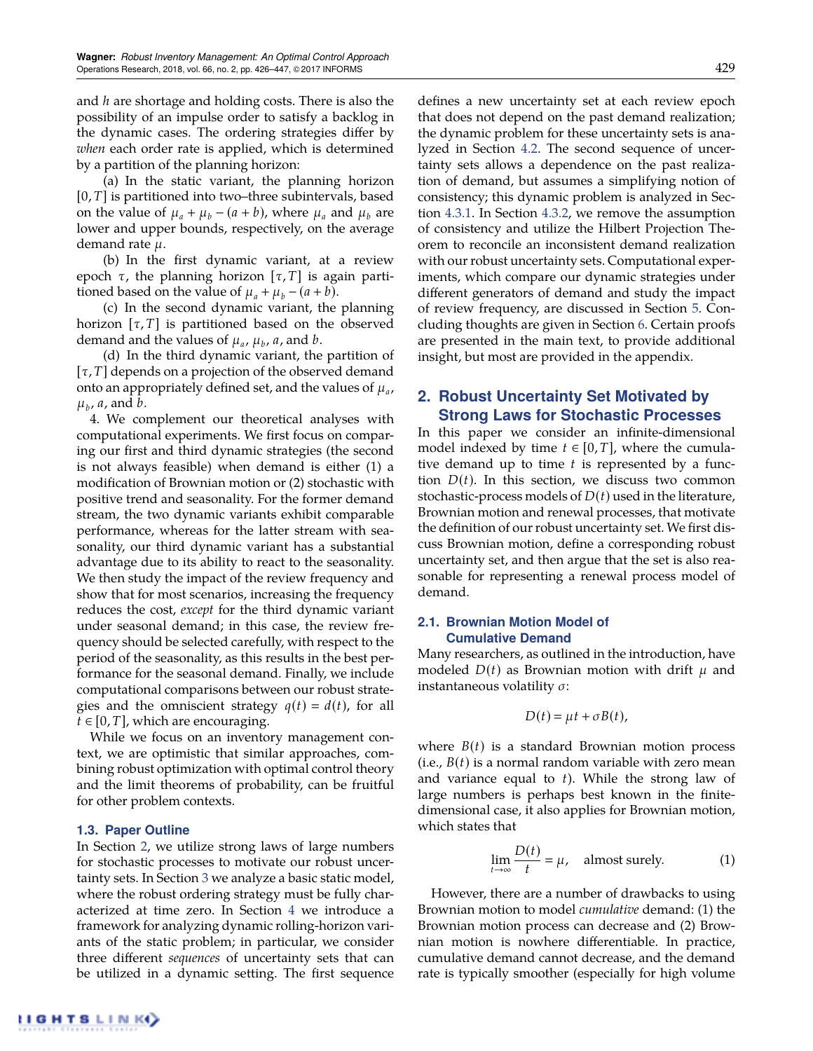and $h$ are shortage and holding costs. There is also the possibility of an impulse order to satisfy a backlog in the dynamic cases. The ordering strategies differ by *when* each order rate is applied, which is determined by a partition of the planning horizon:

(a) In the static variant, the planning horizon $[0, T]$ is partitioned into two–three subintervals, based on the value of $\mu_a + \mu_b - (a + b)$, where $\mu_a$ and $\mu_b$ are lower and upper bounds, respectively, on the average demand rate $\mu$.

(b) In the first dynamic variant, at a review epoch $\tau$, the planning horizon $[\tau, T]$ is again partitioned based on the value of $\mu_a + \mu_b - (a + b)$.

(c) In the second dynamic variant, the planning horizon $[\tau, T]$ is partitioned based on the observed demand and the values of $\mu_a$, $\mu_b$, $a$, and $b$.

(d) In the third dynamic variant, the partition of $[\tau, T]$ depends on a projection of the observed demand onto an appropriately defined set, and the values of $\mu_a$, $\mu_b$, $a$, and $b$.

4. We complement our theoretical analyses with computational experiments. We first focus on comparing our first and third dynamic strategies (the second is not always feasible) when demand is either (1) a modification of Brownian motion or (2) stochastic with positive trend and seasonality. For the former demand stream, the two dynamic variants exhibit comparable performance, whereas for the latter stream with seasonality, our third dynamic variant has a substantial advantage due to its ability to react to the seasonality. We then study the impact of the review frequency and show that for most scenarios, increasing the frequency reduces the cost, *except* for the third dynamic variant under seasonal demand; in this case, the review frequency should be selected carefully, with respect to the period of the seasonality, as this results in the best performance for the seasonal demand. Finally, we include computational comparisons between our robust strategies and the omniscient strategy $q(t) = d(t)$, for all $t \in [0, T]$, which are encouraging.

While we focus on an inventory management context, we are optimistic that similar approaches, combining robust optimization with optimal control theory and the limit theorems of probability, can be fruitful for other problem contexts.

### 1.3. Paper Outline

In Section 2, we utilize strong laws of large numbers for stochastic processes to motivate our robust uncertainty sets. In Section 3 we analyze a basic static model, where the robust ordering strategy must be fully characterized at time zero. In Section 4 we introduce a framework for analyzing dynamic rolling-horizon variants of the static problem; in particular, we consider three different *sequences* of uncertainty sets that can be utilized in a dynamic setting. The first sequence defines a new uncertainty set at each review epoch that does not depend on the past demand realization; the dynamic problem for these uncertainty sets is analyzed in Section 4.2. The second sequence of uncertainty sets allows a dependence on the past realization of demand, but assumes a simplifying notion of consistency; this dynamic problem is analyzed in Section 4.3.1. In Section 4.3.2, we remove the assumption of consistency and utilize the Hilbert Projection Theorem to reconcile an inconsistent demand realization with our robust uncertainty sets. Computational experiments, which compare our dynamic strategies under different generators of demand and study the impact of review frequency, are discussed in Section 5. Concluding thoughts are given in Section 6. Certain proofs are presented in the main text, to provide additional insight, but most are provided in the appendix.

## 2. Robust Uncertainty Set Motivated by Strong Laws for Stochastic Processes

In this paper we consider an infinite-dimensional model indexed by time $t \in [0, T]$, where the cumulative demand up to time $t$ is represented by a function $D(t)$. In this section, we discuss two common stochastic-process models of $D(t)$ used in the literature, Brownian motion and renewal processes, that motivate the definition of our robust uncertainty set. We first discuss Brownian motion, define a corresponding robust uncertainty set, and then argue that the set is also reasonable for representing a renewal process model of demand.

### 2.1. Brownian Motion Model of Cumulative Demand

Many researchers, as outlined in the introduction, have modeled $D(t)$ as Brownian motion with drift $\mu$ and instantaneous volatility $\sigma$:

$$D(t) = \mu t + \sigma B(t),$$

where $B(t)$ is a standard Brownian motion process (i.e., $B(t)$ is a normal random variable with zero mean and variance equal to $t$). While the strong law of large numbers is perhaps best known in the finite-dimensional case, it also applies for Brownian motion, which states that

$$\lim_{t\to\infty} \frac{D(t)}{t} = \mu, \quad \text{almost surely.} \tag{1}$$

However, there are a number of drawbacks to using Brownian motion to model *cumulative* demand: (1) the Brownian motion process can decrease and (2) Brownian motion is nowhere differentiable. In practice, cumulative demand cannot decrease, and the demand rate is typically smoother (especially for high volume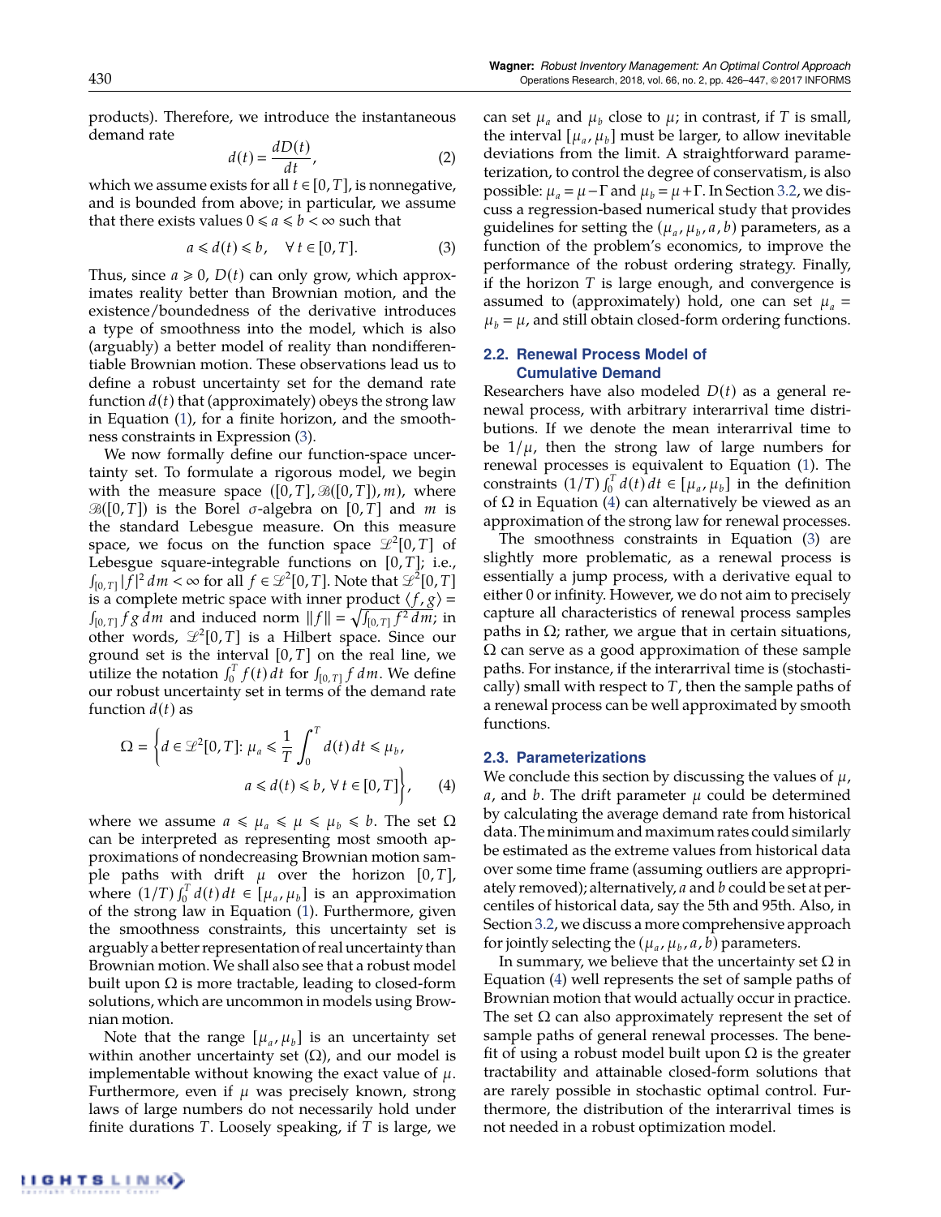products). Therefore, we introduce the instantaneous demand rate

$$d(t) = \frac{dD(t)}{dt}, \tag{2}$$

which we assume exists for all $t \in [0, T]$, is nonnegative, and is bounded from above; in particular, we assume that there exists values $0 \leqslant a \leqslant b < \infty$ such that

$$a \leqslant d(t) \leqslant b, \quad \forall\, t \in [0, T]. \tag{3}$$

Thus, since $a \geqslant 0$, $D(t)$ can only grow, which approximates reality better than Brownian motion, and the existence/boundedness of the derivative introduces a type of smoothness into the model, which is also (arguably) a better model of reality than nondifferentiable Brownian motion. These observations lead us to define a robust uncertainty set for the demand rate function $d(t)$ that (approximately) obeys the strong law in Equation (1), for a finite horizon, and the smoothness constraints in Expression (3).

We now formally define our function-space uncertainty set. To formulate a rigorous model, we begin with the measure space $([0, T], \mathscr{B}([0, T]), m)$, where $\mathscr{B}([0, T])$ is the Borel $\sigma$-algebra on $[0, T]$ and $m$ is the standard Lebesgue measure. On this measure space, we focus on the function space $\mathscr{L}^2[0, T]$ of Lebesgue square-integrable functions on $[0, T]$; i.e., $\int_{[0,T]} |f|^2\, dm < \infty$ for all $f \in \mathscr{L}^2[0, T]$. Note that $\mathscr{L}^2[0, T]$ is a complete metric space with inner product $\langle f, g\rangle = \int_{[0,T]} f\, g\, dm$ and induced norm $\|f\| = \sqrt{\int_{[0,T]} f^2\, dm}$; in other words, $\mathscr{L}^2[0, T]$ is a Hilbert space. Since our ground set is the interval $[0, T]$ on the real line, we utilize the notation $\int_0^T f(t)\, dt$ for $\int_{[0,T]} f\, dm$. We define our robust uncertainty set in terms of the demand rate function $d(t)$ as

$$\Omega = \left\{ d \in \mathscr{L}^2[0, T] \colon \mu_a \leqslant \frac{1}{T}\int_0^T d(t)\, dt \leqslant \mu_b,\; a \leqslant d(t) \leqslant b,\; \forall\, t \in [0, T] \right\}, \tag{4}$$

where we assume $a \leqslant \mu_a \leqslant \mu \leqslant \mu_b \leqslant b$. The set $\Omega$ can be interpreted as representing most smooth approximations of nondecreasing Brownian motion sample paths with drift $\mu$ over the horizon $[0, T]$, where $(1/T)\int_0^T d(t)\, dt \in [\mu_a, \mu_b]$ is an approximation of the strong law in Equation (1). Furthermore, given the smoothness constraints, this uncertainty set is arguably a better representation of real uncertainty than Brownian motion. We shall also see that a robust model built upon $\Omega$ is more tractable, leading to closed-form solutions, which are uncommon in models using Brownian motion.

Note that the range $[\mu_a, \mu_b]$ is an uncertainty set within another uncertainty set ($\Omega$), and our model is implementable without knowing the exact value of $\mu$. Furthermore, even if $\mu$ was precisely known, strong laws of large numbers do not necessarily hold under finite durations $T$. Loosely speaking, if $T$ is large, we can set $\mu_a$ and $\mu_b$ close to $\mu$; in contrast, if $T$ is small, the interval $[\mu_a, \mu_b]$ must be larger, to allow inevitable deviations from the limit. A straightforward parameterization, to control the degree of conservatism, is also possible: $\mu_a = \mu - \Gamma$ and $\mu_b = \mu + \Gamma$. In Section 3.2, we discuss a regression-based numerical study that provides guidelines for setting the $(\mu_a, \mu_b, a, b)$ parameters, as a function of the problem's economics, to improve the performance of the robust ordering strategy. Finally, if the horizon $T$ is large enough, and convergence is assumed to (approximately) hold, one can set $\mu_a = \mu_b = \mu$, and still obtain closed-form ordering functions.

### 2.2. Renewal Process Model of Cumulative Demand

Researchers have also modeled $D(t)$ as a general renewal process, with arbitrary interarrival time distributions. If we denote the mean interarrival time to be $1/\mu$, then the strong law of large numbers for renewal processes is equivalent to Equation (1). The constraints $(1/T)\int_0^T d(t)\, dt \in [\mu_a, \mu_b]$ in the definition of $\Omega$ in Equation (4) can alternatively be viewed as an approximation of the strong law for renewal processes.

The smoothness constraints in Equation (3) are slightly more problematic, as a renewal process is essentially a jump process, with a derivative equal to either 0 or infinity. However, we do not aim to precisely capture all characteristics of renewal process samples paths in $\Omega$; rather, we argue that in certain situations, $\Omega$ can serve as a good approximation of these sample paths. For instance, if the interarrival time is (stochastically) small with respect to $T$, then the sample paths of a renewal process can be well approximated by smooth functions.

### 2.3. Parameterizations

We conclude this section by discussing the values of $\mu$, $a$, and $b$. The drift parameter $\mu$ could be determined by calculating the average demand rate from historical data. The minimum and maximum rates could similarly be estimated as the extreme values from historical data over some time frame (assuming outliers are appropriately removed); alternatively, $a$ and $b$ could be set at percentiles of historical data, say the 5th and 95th. Also, in Section 3.2, we discuss a more comprehensive approach for jointly selecting the $(\mu_a, \mu_b, a, b)$ parameters.

In summary, we believe that the uncertainty set $\Omega$ in Equation (4) well represents the set of sample paths of Brownian motion that would actually occur in practice. The set $\Omega$ can also approximately represent the set of sample paths of general renewal processes. The benefit of using a robust model built upon $\Omega$ is the greater tractability and attainable closed-form solutions that are rarely possible in stochastic optimal control. Furthermore, the distribution of the interarrival times is not needed in a robust optimization model.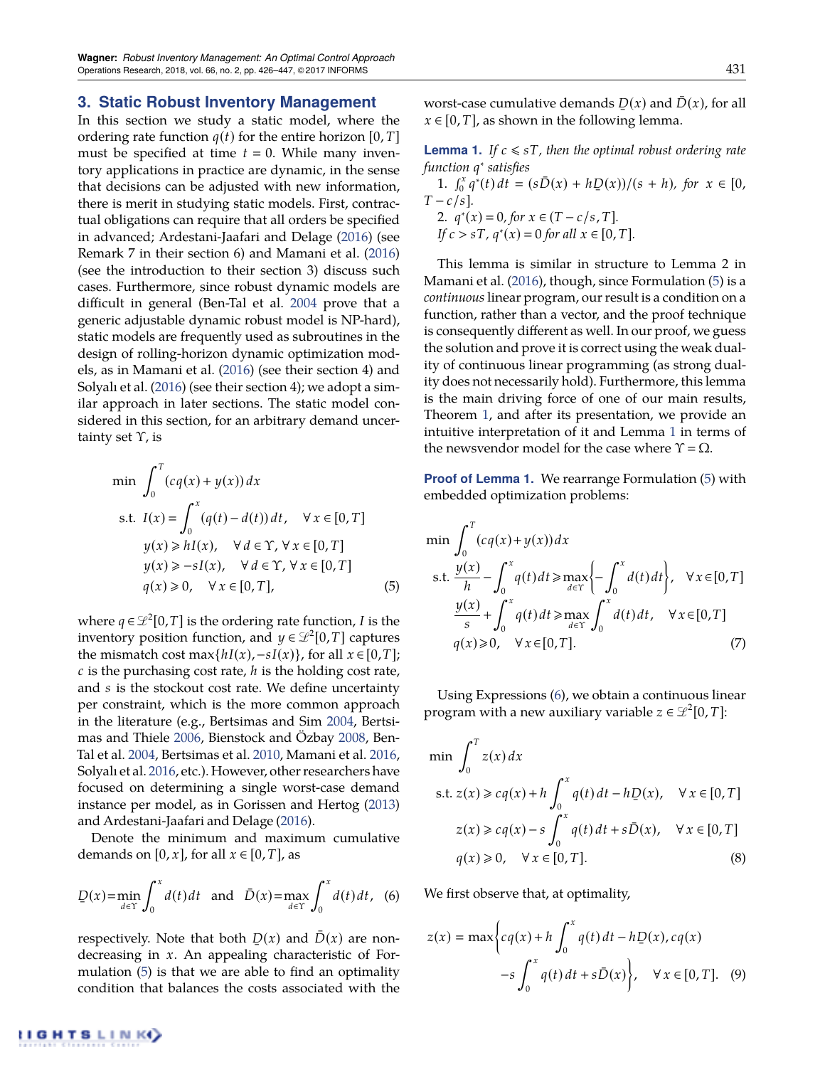## 3. Static Robust Inventory Management

In this section we study a static model, where the ordering rate function $q(t)$ for the entire horizon $[0,T]$ must be specified at time $t=0$. While many inventory applications in practice are dynamic, in the sense that decisions can be adjusted with new information, there is merit in studying static models. First, contractual obligations can require that all orders be specified in advanced; Ardestani-Jaafari and Delage (2016) (see Remark 7 in their section 6) and Mamani et al. (2016) (see the introduction to their section 3) discuss such cases. Furthermore, since robust dynamic models are difficult in general (Ben-Tal et al. 2004 prove that a generic adjustable dynamic robust model is NP-hard), static models are frequently used as subroutines in the design of rolling-horizon dynamic optimization models, as in Mamani et al. (2016) (see their section 4) and Solyalı et al. (2016) (see their section 4); we adopt a similar approach in later sections. The static model considered in this section, for an arbitrary demand uncertainty set $\Upsilon$, is

$$
\begin{aligned}
\min\ & \int_0^T (cq(x)+y(x))\,dx\\
\text{s.t. } & I(x)=\int_0^x (q(t)-d(t))\,dt, \quad \forall\, x\in[0,T]\\
& y(x)\geqslant hI(x), \quad \forall\, d\in\Upsilon, \forall\, x\in[0,T]\\
& y(x)\geqslant -sI(x), \quad \forall\, d\in\Upsilon, \forall\, x\in[0,T]\\
& q(x)\geqslant 0, \quad \forall\, x\in[0,T],
\end{aligned}
\tag{5}
$$

where $q\in\mathcal{L}^2[0,T]$ is the ordering rate function, $I$ is the inventory position function, and $y\in\mathcal{L}^2[0,T]$ captures the mismatch cost $\max\{hI(x),-sI(x)\}$, for all $x\in[0,T]$; $c$ is the purchasing cost rate, $h$ is the holding cost rate, and $s$ is the stockout cost rate. We define uncertainty per constraint, which is the more common approach in the literature (e.g., Bertsimas and Sim 2004, Bertsimas and Thiele 2006, Bienstock and Özbay 2008, Ben-Tal et al. 2004, Bertsimas et al. 2010, Mamani et al. 2016, Solyalı et al. 2016, etc.). However, other researchers have focused on determining a single worst-case demand instance per model, as in Gorissen and Hertog (2013) and Ardestani-Jaafari and Delage (2016).

Denote the minimum and maximum cumulative demands on $[0,x]$, for all $x\in[0,T]$, as

$$
\underline{D}(x)=\min_{d\in\Upsilon}\int_0^x d(t)\,dt \quad\text{and}\quad \bar{D}(x)=\max_{d\in\Upsilon}\int_0^x d(t)\,dt, \tag{6}
$$

respectively. Note that both $\underline{D}(x)$ and $\bar{D}(x)$ are nondecreasing in $x$. An appealing characteristic of Formulation (5) is that we are able to find an optimality condition that balances the costs associated with the worst-case cumulative demands $\underline{D}(x)$ and $\bar{D}(x)$, for all $x\in[0,T]$, as shown in the following lemma.

**Lemma 1.** *If $c\leqslant sT$, then the optimal robust ordering rate function $q^*$ satisfies*

1. $\int_0^x q^*(t)\,dt=(s\bar{D}(x)+h\underline{D}(x))/(s+h)$, *for* $x\in[0,T-c/s]$.
2. $q^*(x)=0$, *for* $x\in(T-c/s,T]$.

*If $c>sT$, $q^*(x)=0$ for all $x\in[0,T]$.*

This lemma is similar in structure to Lemma 2 in Mamani et al. (2016), though, since Formulation (5) is a *continuous* linear program, our result is a condition on a function, rather than a vector, and the proof technique is consequently different as well. In our proof, we guess the solution and prove it is correct using the weak duality of continuous linear programming (as strong duality does not necessarily hold). Furthermore, this lemma is the main driving force of one of our main results, Theorem 1, and after its presentation, we provide an intuitive interpretation of it and Lemma 1 in terms of the newsvendor model for the case where $\Upsilon=\Omega$.

**Proof of Lemma 1.** We rearrange Formulation (5) with embedded optimization problems:

$$
\begin{aligned}
\min\ & \int_0^T (cq(x)+y(x))\,dx\\
\text{s.t. } & \frac{y(x)}{h}-\int_0^x q(t)\,dt\geqslant \max_{d\in\Upsilon}\left\{-\int_0^x d(t)\,dt\right\}, \quad \forall\, x\in[0,T]\\
& \frac{y(x)}{s}+\int_0^x q(t)\,dt\geqslant \max_{d\in\Upsilon}\int_0^x d(t)\,dt, \quad \forall\, x\in[0,T]\\
& q(x)\geqslant 0, \quad \forall\, x\in[0,T].
\end{aligned}
\tag{7}
$$

Using Expressions (6), we obtain a continuous linear program with a new auxiliary variable $z\in\mathcal{L}^2[0,T]$:

$$
\begin{aligned}
\min\ & \int_0^T z(x)\,dx\\
\text{s.t. } & z(x)\geqslant cq(x)+h\int_0^x q(t)\,dt-h\underline{D}(x), \quad \forall\, x\in[0,T]\\
& z(x)\geqslant cq(x)-s\int_0^x q(t)\,dt+s\bar{D}(x), \quad \forall\, x\in[0,T]\\
& q(x)\geqslant 0, \quad \forall\, x\in[0,T].
\end{aligned}
\tag{8}
$$

We first observe that, at optimality,

$$
z(x)=\max\left\{cq(x)+h\int_0^x q(t)\,dt-h\underline{D}(x),\ cq(x)-s\int_0^x q(t)\,dt+s\bar{D}(x)\right\}, \quad \forall\, x\in[0,T]. \tag{9}
$$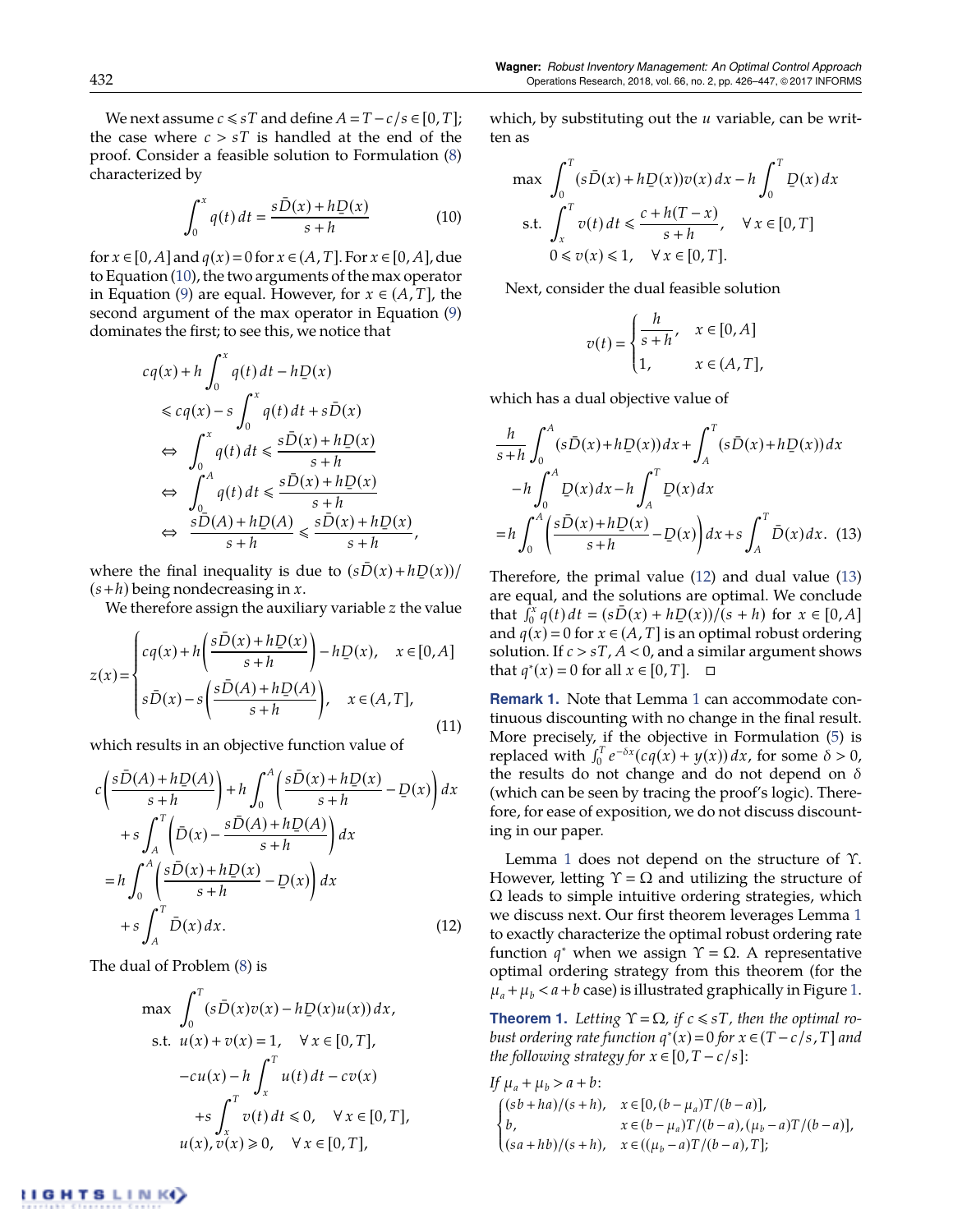We next assume $c \leqslant sT$ and define $A = T - c/s \in [0, T]$; the case where $c > sT$ is handled at the end of the proof. Consider a feasible solution to Formulation (8) characterized by

$$\int_0^x q(t)\,dt = \frac{s\bar{D}(x) + h\underline{D}(x)}{s+h} \tag{10}$$

for $x \in [0, A]$ and $q(x) = 0$ for $x \in (A, T]$. For $x \in [0, A]$, due to Equation (10), the two arguments of the max operator in Equation (9) are equal. However, for $x \in (A, T]$, the second argument of the max operator in Equation (9) dominates the first; to see this, we notice that

$$\begin{aligned}
&cq(x) + h\int_0^x q(t)\,dt - h\underline{D}(x) \\
&\leqslant cq(x) - s\int_0^x q(t)\,dt + s\bar{D}(x) \\
\Leftrightarrow\ &\int_0^x q(t)\,dt \leqslant \frac{s\bar{D}(x) + h\underline{D}(x)}{s+h} \\
\Leftrightarrow\ &\int_0^A q(t)\,dt \leqslant \frac{s\bar{D}(x) + h\underline{D}(x)}{s+h} \\
\Leftrightarrow\ &\frac{s\bar{D}(A) + h\underline{D}(A)}{s+h} \leqslant \frac{s\bar{D}(x) + h\underline{D}(x)}{s+h},
\end{aligned}$$

where the final inequality is due to $(s\bar{D}(x) + h\underline{D}(x))/(s+h)$ being nondecreasing in $x$.

We therefore assign the auxiliary variable $z$ the value

$$z(x) = \begin{cases} cq(x) + h\left(\dfrac{s\bar{D}(x) + h\underline{D}(x)}{s+h}\right) - h\underline{D}(x), & x \in [0, A] \\[2ex] s\bar{D}(x) - s\left(\dfrac{s\bar{D}(A) + h\underline{D}(A)}{s+h}\right), & x \in (A, T], \end{cases} \tag{11}$$

which results in an objective function value of

$$\begin{aligned}
&c\left(\frac{s\bar{D}(A) + h\underline{D}(A)}{s+h}\right) + h\int_0^A \left(\frac{s\bar{D}(x) + h\underline{D}(x)}{s+h} - \underline{D}(x)\right) dx \\
&\quad + s\int_A^T \left(\bar{D}(x) - \frac{s\bar{D}(A) + h\underline{D}(A)}{s+h}\right) dx \\
&= h\int_0^A \left(\frac{s\bar{D}(x) + h\underline{D}(x)}{s+h} - \underline{D}(x)\right) dx \\
&\quad + s\int_A^T \bar{D}(x)\,dx.
\end{aligned} \tag{12}$$

The dual of Problem (8) is

$$\begin{aligned}
\max\ &\int_0^T (s\bar{D}(x)v(x) - h\underline{D}(x)u(x))\,dx, \\
\text{s.t. }\ &u(x) + v(x) = 1, \quad \forall\, x \in [0, T], \\
&-cu(x) - h\int_x^T u(t)\,dt - cv(x) \\
&\quad + s\int_x^T v(t)\,dt \leqslant 0, \quad \forall\, x \in [0, T], \\
&u(x), v(x) \geqslant 0, \quad \forall\, x \in [0, T],
\end{aligned}$$

which, by substituting out the $u$ variable, can be written as

$$\begin{aligned}
\max\ &\int_0^T (s\bar{D}(x) + h\underline{D}(x))v(x)\,dx - h\int_0^T \underline{D}(x)\,dx \\
\text{s.t. }\ &\int_x^T v(t)\,dt \leqslant \frac{c + h(T - x)}{s+h}, \quad \forall\, x \in [0, T] \\
&0 \leqslant v(x) \leqslant 1, \quad \forall\, x \in [0, T].
\end{aligned}$$

Next, consider the dual feasible solution

$$v(t) = \begin{cases} \dfrac{h}{s+h}, & x \in [0, A] \\[1ex] 1, & x \in (A, T], \end{cases}$$

which has a dual objective value of

$$\begin{aligned}
&\frac{h}{s+h}\int_0^A (s\bar{D}(x) + h\underline{D}(x))\,dx + \int_A^T (s\bar{D}(x) + h\underline{D}(x))\,dx \\
&\quad - h\int_0^A \underline{D}(x)\,dx - h\int_A^T \underline{D}(x)\,dx \\
&= h\int_0^A \left(\frac{s\bar{D}(x) + h\underline{D}(x)}{s+h} - \underline{D}(x)\right) dx + s\int_A^T \bar{D}(x)\,dx.
\end{aligned} \tag{13}$$

Therefore, the primal value (12) and dual value (13) are equal, and the solutions are optimal. We conclude that $\int_0^x q(t)\,dt = (s\bar{D}(x) + h\underline{D}(x))/(s+h)$ for $x \in [0, A]$ and $q(x) = 0$ for $x \in (A, T]$ is an optimal robust ordering solution. If $c > sT$, $A < 0$, and a similar argument shows that $q^*(x) = 0$ for all $x \in [0, T]$. □

**Remark 1.** Note that Lemma 1 can accommodate continuous discounting with no change in the final result. More precisely, if the objective in Formulation (5) is replaced with $\int_0^T e^{-\delta x}(cq(x) + y(x))\,dx$, for some $\delta > 0$, the results do not change and do not depend on $\delta$ (which can be seen by tracing the proof's logic). Therefore, for ease of exposition, we do not discuss discounting in our paper.

Lemma 1 does not depend on the structure of $\Upsilon$. However, letting $\Upsilon = \Omega$ and utilizing the structure of $\Omega$ leads to simple intuitive ordering strategies, which we discuss next. Our first theorem leverages Lemma 1 to exactly characterize the optimal robust ordering rate function $q^*$ when we assign $\Upsilon = \Omega$. A representative optimal ordering strategy from this theorem (for the $\mu_a + \mu_b < a + b$ case) is illustrated graphically in Figure 1.

**Theorem 1.** *Letting $\Upsilon = \Omega$, if $c \leqslant sT$, then the optimal robust ordering rate function $q^*(x) = 0$ for $x \in (T - c/s, T]$ and the following strategy for $x \in [0, T - c/s]$:*

*If $\mu_a + \mu_b > a + b$:*

$$\begin{cases} (sb + ha)/(s+h), & x \in [0, (b - \mu_a)T/(b-a)], \\ b, & x \in (b - \mu_a)T/(b-a), (\mu_b - a)T/(b-a)], \\ (sa + hb)/(s+h), & x \in ((\mu_b - a)T/(b-a), T]; \end{cases}$$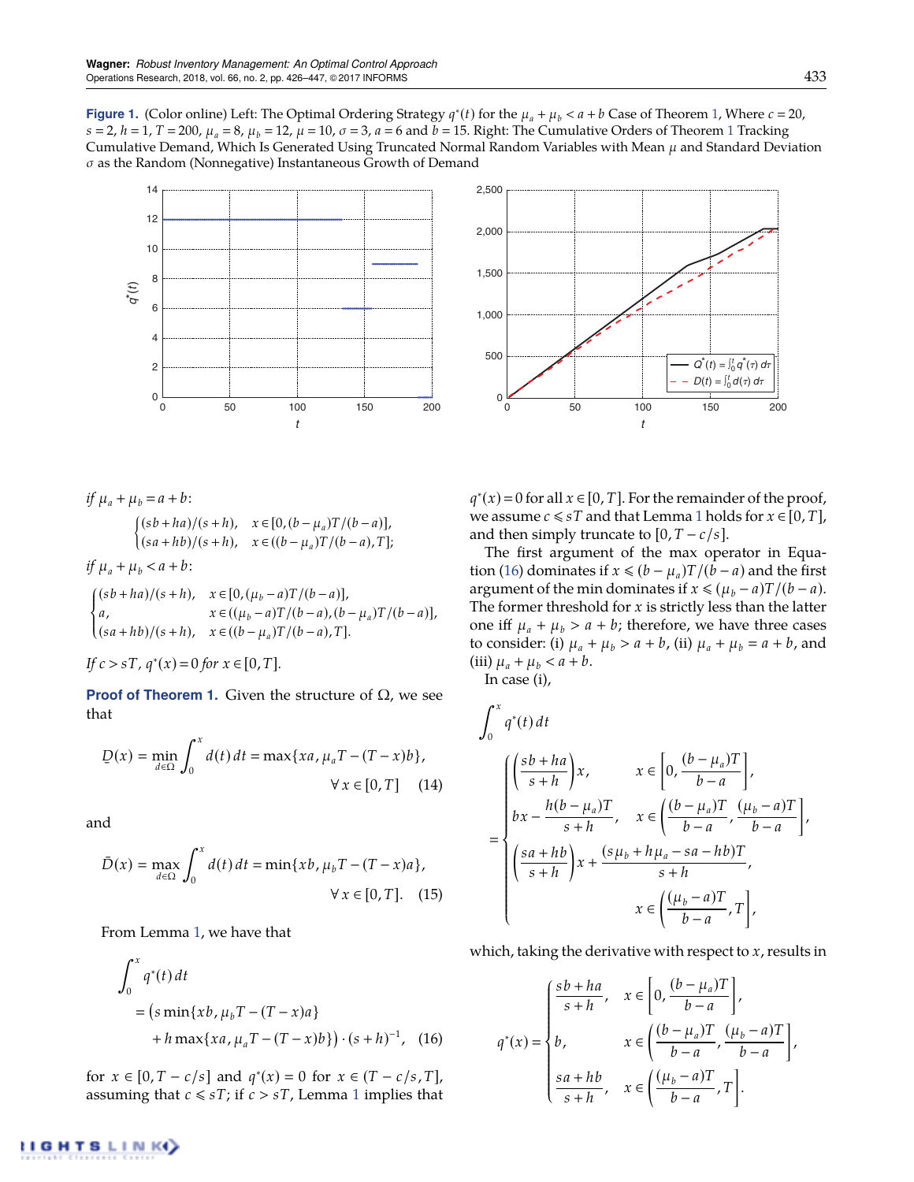**Figure 1.** (Color online) Left: The Optimal Ordering Strategy $q^*(t)$ for the $\mu_a + \mu_b < a + b$ Case of Theorem 1, Where $c = 20$, $s = 2$, $h = 1$, $T = 200$, $\mu_a = 8$, $\mu_b = 12$, $\mu = 10$, $\sigma = 3$, $a = 6$ and $b = 15$. Right: The Cumulative Orders of Theorem 1 Tracking Cumulative Demand, Which Is Generated Using Truncated Normal Random Variables with Mean $\mu$ and Standard Deviation $\sigma$ as the Random (Nonnegative) Instantaneous Growth of Demand

*if* $\mu_a + \mu_b = a + b$:

$$\begin{cases} (sb+ha)/(s+h), & x \in [0, (b-\mu_a)T/(b-a)], \\ (sa+hb)/(s+h), & x \in ((b-\mu_a)T/(b-a), T]; \end{cases}$$

*if* $\mu_a + \mu_b < a + b$:

$$\begin{cases} (sb+ha)/(s+h), & x \in [0, (\mu_b - a)T/(b-a)], \\ a, & x \in ((\mu_b - a)T/(b-a), (b-\mu_a)T/(b-a)], \\ (sa+hb)/(s+h), & x \in ((b-\mu_a)T/(b-a), T]. \end{cases}$$

*If* $c > sT$, $q^*(x) = 0$ *for* $x \in [0, T]$.

**Proof of Theorem 1.** Given the structure of $\Omega$, we see that

$$\underline{D}(x) = \min_{d \in \Omega} \int_0^x d(t)\,dt = \max\{xa, \mu_a T - (T-x)b\}, \quad \forall\, x \in [0, T] \quad (14)$$

and

$$\bar{D}(x) = \max_{d \in \Omega} \int_0^x d(t)\,dt = \min\{xb, \mu_b T - (T-x)a\}, \quad \forall\, x \in [0, T]. \quad (15)$$

From Lemma 1, we have that

$$\int_0^x q^*(t)\,dt = \big(s \min\{xb, \mu_b T - (T-x)a\} + h \max\{xa, \mu_a T - (T-x)b\}\big) \cdot (s+h)^{-1}, \quad (16)$$

for $x \in [0, T - c/s]$ and $q^*(x) = 0$ for $x \in (T - c/s, T]$, assuming that $c \leqslant sT$; if $c > sT$, Lemma 1 implies that $q^*(x) = 0$ for all $x \in [0, T]$. For the remainder of the proof, we assume $c \leqslant sT$ and that Lemma 1 holds for $x \in [0, T]$, and then simply truncate to $[0, T - c/s]$.

The first argument of the max operator in Equation (16) dominates if $x \leqslant (b - \mu_a)T/(b-a)$ and the first argument of the min dominates if $x \leqslant (\mu_b - a)T/(b-a)$. The former threshold for $x$ is strictly less than the latter one iff $\mu_a + \mu_b > a + b$; therefore, we have three cases to consider: (i) $\mu_a + \mu_b > a + b$, (ii) $\mu_a + \mu_b = a + b$, and (iii) $\mu_a + \mu_b < a + b$.

In case (i),

$$\int_0^x q^*(t)\,dt = \begin{cases} \left(\dfrac{sb+ha}{s+h}\right)x, & x \in \left[0, \dfrac{(b-\mu_a)T}{b-a}\right], \\ bx - \dfrac{h(b-\mu_a)T}{s+h}, & x \in \left(\dfrac{(b-\mu_a)T}{b-a}, \dfrac{(\mu_b - a)T}{b-a}\right], \\ \left(\dfrac{sa+hb}{s+h}\right)x + \dfrac{(s\mu_b + h\mu_a - sa - hb)T}{s+h}, & x \in \left(\dfrac{(\mu_b - a)T}{b-a}, T\right], \end{cases}$$

which, taking the derivative with respect to $x$, results in

$$q^*(x) = \begin{cases} \dfrac{sb+ha}{s+h}, & x \in \left[0, \dfrac{(b-\mu_a)T}{b-a}\right], \\ b, & x \in \left(\dfrac{(b-\mu_a)T}{b-a}, \dfrac{(\mu_b - a)T}{b-a}\right], \\ \dfrac{sa+hb}{s+h}, & x \in \left(\dfrac{(\mu_b - a)T}{b-a}, T\right]. \end{cases}$$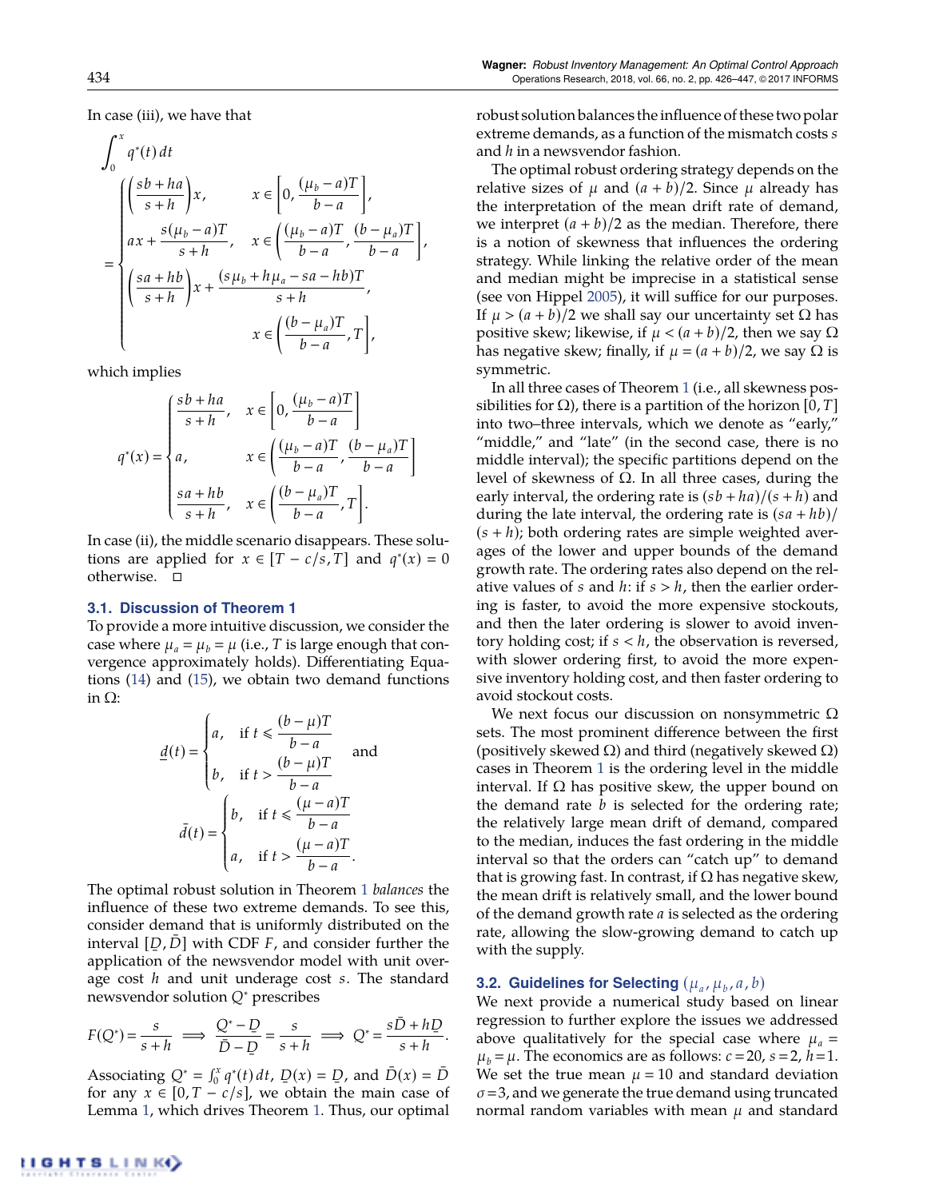In case (iii), we have that

$$
\int_0^x q^*(t)\,dt = \begin{cases} \left(\dfrac{sb+ha}{s+h}\right)x, & x \in \left[0, \dfrac{(\mu_b - a)T}{b-a}\right], \\ ax + \dfrac{s(\mu_b - a)T}{s+h}, & x \in \left(\dfrac{(\mu_b - a)T}{b-a}, \dfrac{(b-\mu_a)T}{b-a}\right], \\ \left(\dfrac{sa+hb}{s+h}\right)x + \dfrac{(s\mu_b + h\mu_a - sa - hb)T}{s+h}, & \\ & x \in \left(\dfrac{(b-\mu_a)T}{b-a}, T\right], \end{cases}
$$

which implies

$$
q^*(x) = \begin{cases} \dfrac{sb+ha}{s+h}, & x \in \left[0, \dfrac{(\mu_b - a)T}{b-a}\right] \\ a, & x \in \left(\dfrac{(\mu_b - a)T}{b-a}, \dfrac{(b-\mu_a)T}{b-a}\right] \\ \dfrac{sa+hb}{s+h}, & x \in \left(\dfrac{(b-\mu_a)T}{b-a}, T\right]. \end{cases}
$$

In case (ii), the middle scenario disappears. These solutions are applied for $x \in [T - c/s, T]$ and $q^*(x) = 0$ otherwise. □

### 3.1. Discussion of Theorem 1

To provide a more intuitive discussion, we consider the case where $\mu_a = \mu_b = \mu$ (i.e., $T$ is large enough that convergence approximately holds). Differentiating Equations (14) and (15), we obtain two demand functions in $\Omega$:

$$
\underline{d}(t) = \begin{cases} a, & \text{if } t \leqslant \dfrac{(b-\mu)T}{b-a} \\ b, & \text{if } t > \dfrac{(b-\mu)T}{b-a} \end{cases} \quad \text{and}
$$

$$
\bar{d}(t) = \begin{cases} b, & \text{if } t \leqslant \dfrac{(\mu-a)T}{b-a} \\ a, & \text{if } t > \dfrac{(\mu-a)T}{b-a}. \end{cases}
$$

The optimal robust solution in Theorem 1 *balances* the influence of these two extreme demands. To see this, consider demand that is uniformly distributed on the interval $[\underline{D}, \bar{D}]$ with CDF $F$, and consider further the application of the newsvendor model with unit overage cost $h$ and unit underage cost $s$. The standard newsvendor solution $Q^*$ prescribes

$$
F(Q^*) = \frac{s}{s+h} \implies \frac{Q^* - \underline{D}}{\bar{D} - \underline{D}} = \frac{s}{s+h} \implies Q^* = \frac{s\bar{D} + h\underline{D}}{s+h}.
$$

Associating $Q^* = \int_0^x q^*(t)\,dt$, $\underline{D}(x) = \underline{D}$, and $\bar{D}(x) = \bar{D}$ for any $x \in [0, T - c/s]$, we obtain the main case of Lemma 1, which drives Theorem 1. Thus, our optimal robust solution balances the influence of these two polar extreme demands, as a function of the mismatch costs $s$ and $h$ in a newsvendor fashion.

The optimal robust ordering strategy depends on the relative sizes of $\mu$ and $(a+b)/2$. Since $\mu$ already has the interpretation of the mean drift rate of demand, we interpret $(a+b)/2$ as the median. Therefore, there is a notion of skewness that influences the ordering strategy. While linking the relative order of the mean and median might be imprecise in a statistical sense (see von Hippel 2005), it will suffice for our purposes. If $\mu > (a+b)/2$ we shall say our uncertainty set $\Omega$ has positive skew; likewise, if $\mu < (a+b)/2$, then we say $\Omega$ has negative skew; finally, if $\mu = (a+b)/2$, we say $\Omega$ is symmetric.

In all three cases of Theorem 1 (i.e., all skewness possibilities for $\Omega$), there is a partition of the horizon $[0, T]$ into two–three intervals, which we denote as "early," "middle," and "late" (in the second case, there is no middle interval); the specific partitions depend on the level of skewness of $\Omega$. In all three cases, during the early interval, the ordering rate is $(sb+ha)/(s+h)$ and during the late interval, the ordering rate is $(sa+hb)/(s+h)$; both ordering rates are simple weighted averages of the lower and upper bounds of the demand growth rate. The ordering rates also depend on the relative values of $s$ and $h$: if $s > h$, then the earlier ordering is faster, to avoid the more expensive stockouts, and then the later ordering is slower to avoid inventory holding cost; if $s < h$, the observation is reversed, with slower ordering first, to avoid the more expensive inventory holding cost, and then faster ordering to avoid stockout costs.

We next focus our discussion on nonsymmetric $\Omega$ sets. The most prominent difference between the first (positively skewed $\Omega$) and third (negatively skewed $\Omega$) cases in Theorem 1 is the ordering level in the middle interval. If $\Omega$ has positive skew, the upper bound on the demand rate $b$ is selected for the ordering rate; the relatively large mean drift of demand, compared to the median, induces the fast ordering in the middle interval so that the orders can "catch up" to demand that is growing fast. In contrast, if $\Omega$ has negative skew, the mean drift is relatively small, and the lower bound of the demand growth rate $a$ is selected as the ordering rate, allowing the slow-growing demand to catch up with the supply.

### 3.2. Guidelines for Selecting $(\mu_a, \mu_b, a, b)$

We next provide a numerical study based on linear regression to further explore the issues we addressed above qualitatively for the special case where $\mu_a = \mu_b = \mu$. The economics are as follows: $c = 20$, $s = 2$, $h = 1$. We set the true mean $\mu = 10$ and standard deviation $\sigma = 3$, and we generate the true demand using truncated normal random variables with mean $\mu$ and standard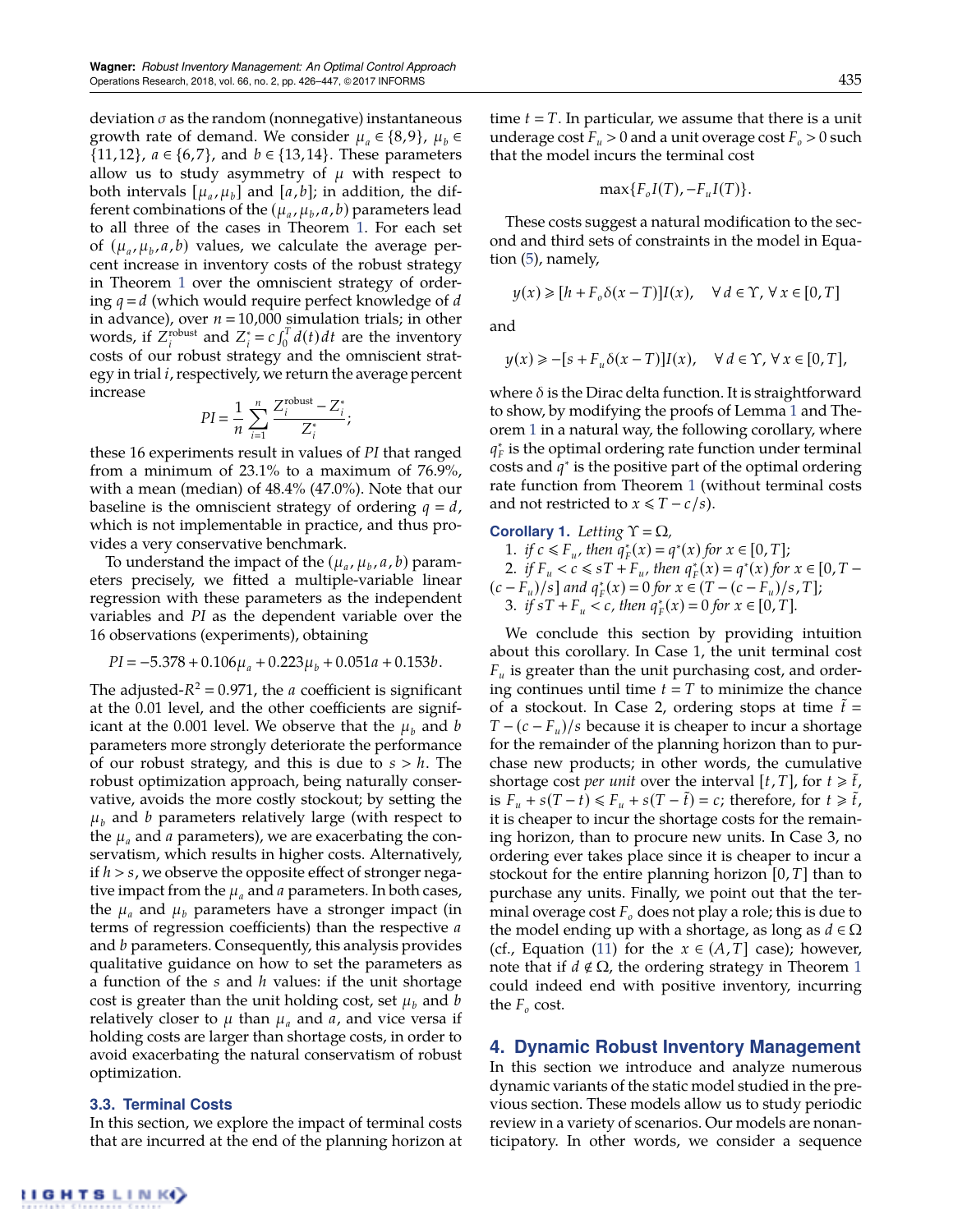deviation $\sigma$ as the random (nonnegative) instantaneous growth rate of demand. We consider $\mu_a \in \{8, 9\}$, $\mu_b \in \{11, 12\}$, $a \in \{6, 7\}$, and $b \in \{13, 14\}$. These parameters allow us to study asymmetry of $\mu$ with respect to both intervals $[\mu_a, \mu_b]$ and $[a, b]$; in addition, the different combinations of the $(\mu_a, \mu_b, a, b)$ parameters lead to all three of the cases in Theorem 1. For each set of $(\mu_a, \mu_b, a, b)$ values, we calculate the average percent increase in inventory costs of the robust strategy in Theorem 1 over the omniscient strategy of ordering $q = d$ (which would require perfect knowledge of $d$ in advance), over $n = 10{,}000$ simulation trials; in other words, if $Z_i^{\text{robust}}$ and $Z_i^* = c\int_0^T d(t)\,dt$ are the inventory costs of our robust strategy and the omniscient strategy in trial $i$, respectively, we return the average percent increase

$$PI = \frac{1}{n}\sum_{i=1}^{n} \frac{Z_i^{\text{robust}} - Z_i^*}{Z_i^*};$$

these 16 experiments result in values of $PI$ that ranged from a minimum of 23.1% to a maximum of 76.9%, with a mean (median) of 48.4% (47.0%). Note that our baseline is the omniscient strategy of ordering $q = d$, which is not implementable in practice, and thus provides a very conservative benchmark.

To understand the impact of the $(\mu_a, \mu_b, a, b)$ parameters precisely, we fitted a multiple-variable linear regression with these parameters as the independent variables and $PI$ as the dependent variable over the 16 observations (experiments), obtaining

$$PI = -5.378 + 0.106\mu_a + 0.223\mu_b + 0.051a + 0.153b.$$

The adjusted-$R^2 = 0.971$, the $a$ coefficient is significant at the 0.01 level, and the other coefficients are significant at the 0.001 level. We observe that the $\mu_b$ and $b$ parameters more strongly deteriorate the performance of our robust strategy, and this is due to $s > h$. The robust optimization approach, being naturally conservative, avoids the more costly stockout; by setting the $\mu_b$ and $b$ parameters relatively large (with respect to the $\mu_a$ and $a$ parameters), we are exacerbating the conservatism, which results in higher costs. Alternatively, if $h > s$, we observe the opposite effect of stronger negative impact from the $\mu_a$ and $a$ parameters. In both cases, the $\mu_a$ and $\mu_b$ parameters have a stronger impact (in terms of regression coefficients) than the respective $a$ and $b$ parameters. Consequently, this analysis provides qualitative guidance on how to set the parameters as a function of the $s$ and $h$ values: if the unit shortage cost is greater than the unit holding cost, set $\mu_b$ and $b$ relatively closer to $\mu$ than $\mu_a$ and $a$, and vice versa if holding costs are larger than shortage costs, in order to avoid exacerbating the natural conservatism of robust optimization.

### 3.3. Terminal Costs

In this section, we explore the impact of terminal costs that are incurred at the end of the planning horizon at time $t = T$. In particular, we assume that there is a unit underage cost $F_u > 0$ and a unit overage cost $F_o > 0$ such that the model incurs the terminal cost

$$\max\{F_o I(T), -F_u I(T)\}.$$

These costs suggest a natural modification to the second and third sets of constraints in the model in Equation (5), namely,

$$y(x) \geqslant [h + F_o\delta(x - T)]I(x), \quad \forall\, d \in \Upsilon,\ \forall\, x \in [0, T]$$

and

$$y(x) \geqslant -[s + F_u\delta(x - T)]I(x), \quad \forall\, d \in \Upsilon,\ \forall\, x \in [0, T],$$

where $\delta$ is the Dirac delta function. It is straightforward to show, by modifying the proofs of Lemma 1 and Theorem 1 in a natural way, the following corollary, where $q_F^*$ is the optimal ordering rate function under terminal costs and $q^*$ is the positive part of the optimal ordering rate function from Theorem 1 (without terminal costs and not restricted to $x \leqslant T - c/s$).

**Corollary 1.** *Letting* $\Upsilon = \Omega$,

1. *if* $c \leqslant F_u$, *then* $q_F^*(x) = q^*(x)$ *for* $x \in [0, T]$;
2. *if* $F_u < c \leqslant sT + F_u$, *then* $q_F^*(x) = q^*(x)$ *for* $x \in [0, T - (c - F_u)/s]$ *and* $q_F^*(x) = 0$ *for* $x \in (T - (c - F_u)/s, T]$;
3. *if* $sT + F_u < c$, *then* $q_F^*(x) = 0$ *for* $x \in [0, T]$.

We conclude this section by providing intuition about this corollary. In Case 1, the unit terminal cost $F_u$ is greater than the unit purchasing cost, and ordering continues until time $t = T$ to minimize the chance of a stockout. In Case 2, ordering stops at time $\tilde{t} = T - (c - F_u)/s$ because it is cheaper to incur a shortage for the remainder of the planning horizon than to purchase new products; in other words, the cumulative shortage cost *per unit* over the interval $[t, T]$, for $t \geqslant \tilde{t}$, is $F_u + s(T - t) \leqslant F_u + s(T - \tilde{t}) = c$; therefore, for $t \geqslant \tilde{t}$, it is cheaper to incur the shortage costs for the remaining horizon, than to procure new units. In Case 3, no ordering ever takes place since it is cheaper to incur a stockout for the entire planning horizon $[0, T]$ than to purchase any units. Finally, we point out that the terminal overage cost $F_o$ does not play a role; this is due to the model ending up with a shortage, as long as $d \in \Omega$ (cf., Equation (11) for the $x \in (A, T]$ case); however, note that if $d \notin \Omega$, the ordering strategy in Theorem 1 could indeed end with positive inventory, incurring the $F_o$ cost.

## 4. Dynamic Robust Inventory Management

In this section we introduce and analyze numerous dynamic variants of the static model studied in the previous section. These models allow us to study periodic review in a variety of scenarios. Our models are nonanticipatory. In other words, we consider a sequence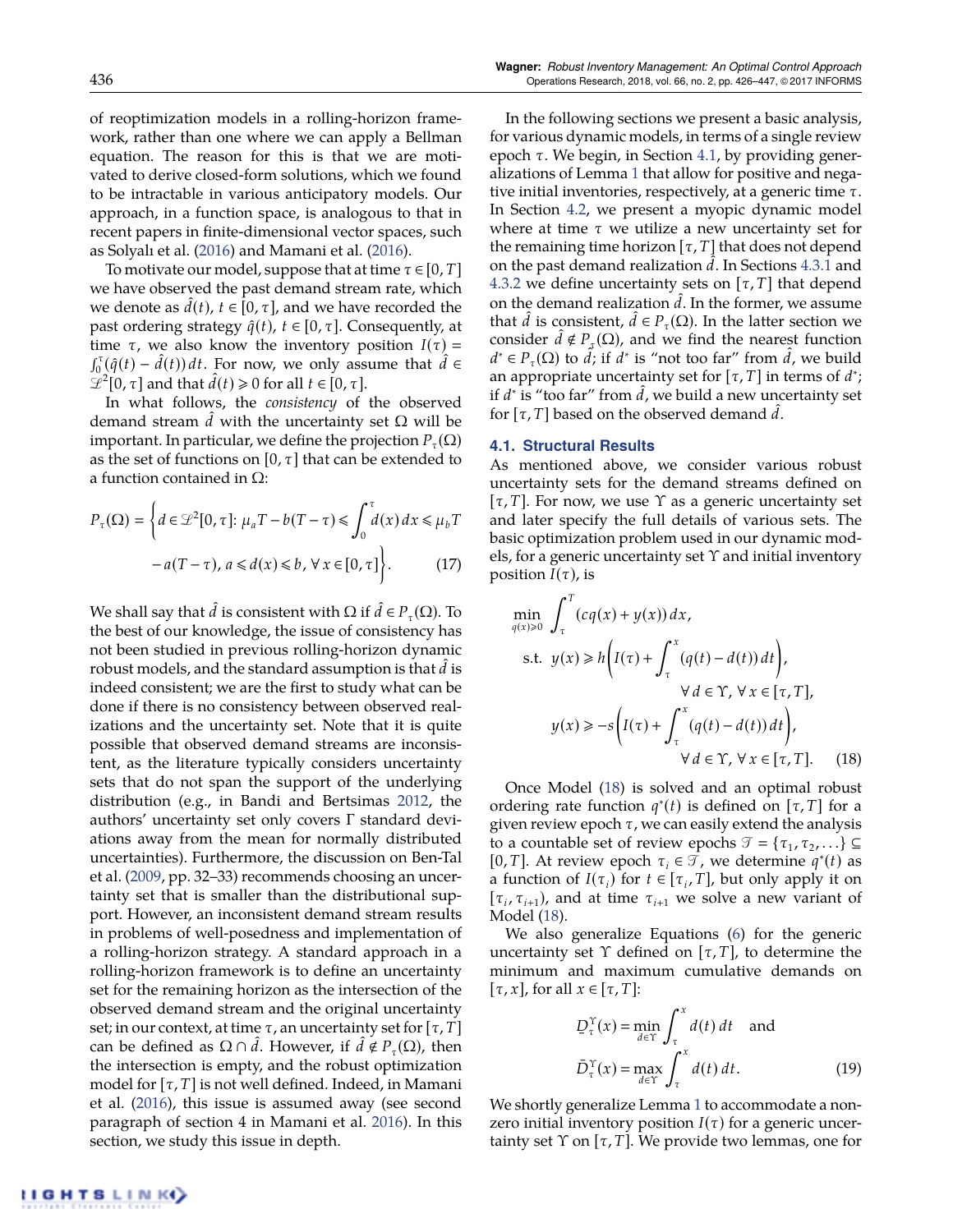of reoptimization models in a rolling-horizon framework, rather than one where we can apply a Bellman equation. The reason for this is that we are motivated to derive closed-form solutions, which we found to be intractable in various anticipatory models. Our approach, in a function space, is analogous to that in recent papers in finite-dimensional vector spaces, such as Solyalı et al. (2016) and Mamani et al. (2016).

To motivate our model, suppose that at time $\tau \in [0, T]$ we have observed the past demand stream rate, which we denote as $\hat{d}(t)$, $t \in [0, \tau]$, and we have recorded the past ordering strategy $\hat{q}(t)$, $t \in [0, \tau]$. Consequently, at time $\tau$, we also know the inventory position $I(\tau) = \int_0^\tau (\hat{q}(t) - \hat{d}(t))\, dt$. For now, we only assume that $\hat{d} \in \mathscr{L}^2[0, \tau]$ and that $\hat{d}(t) \geqslant 0$ for all $t \in [0, \tau]$.

In what follows, the *consistency* of the observed demand stream $\hat{d}$ with the uncertainty set $\Omega$ will be important. In particular, we define the projection $P_\tau(\Omega)$ as the set of functions on $[0, \tau]$ that can be extended to a function contained in $\Omega$:

$$
P_\tau(\Omega) = \left\{ d \in \mathscr{L}^2[0, \tau]\colon \mu_a T - b(T-\tau) \leqslant \int_0^\tau d(x)\, dx \leqslant \mu_b T - a(T-\tau),\ a \leqslant d(x) \leqslant b,\ \forall\, x \in [0, \tau] \right\}. \tag{17}
$$

We shall say that $\hat{d}$ is consistent with $\Omega$ if $\hat{d} \in P_\tau(\Omega)$. To the best of our knowledge, the issue of consistency has not been studied in previous rolling-horizon dynamic robust models, and the standard assumption is that $\hat{d}$ is indeed consistent; we are the first to study what can be done if there is no consistency between observed realizations and the uncertainty set. Note that it is quite possible that observed demand streams are inconsistent, as the literature typically considers uncertainty sets that do not span the support of the underlying distribution (e.g., in Bandi and Bertsimas 2012, the authors' uncertainty set only covers $\Gamma$ standard deviations away from the mean for normally distributed uncertainties). Furthermore, the discussion on Ben-Tal et al. (2009, pp. 32–33) recommends choosing an uncertainty set that is smaller than the distributional support. However, an inconsistent demand stream results in problems of well-posedness and implementation of a rolling-horizon strategy. A standard approach in a rolling-horizon framework is to define an uncertainty set for the remaining horizon as the intersection of the observed demand stream and the original uncertainty set; in our context, at time $\tau$, an uncertainty set for $[\tau, T]$ can be defined as $\Omega \cap \hat{d}$. However, if $\hat{d} \notin P_\tau(\Omega)$, then the intersection is empty, and the robust optimization model for $[\tau, T]$ is not well defined. Indeed, in Mamani et al. (2016), this issue is assumed away (see second paragraph of section 4 in Mamani et al. 2016). In this section, we study this issue in depth.

In the following sections we present a basic analysis, for various dynamic models, in terms of a single review epoch $\tau$. We begin, in Section 4.1, by providing generalizations of Lemma 1 that allow for positive and negative initial inventories, respectively, at a generic time $\tau$. In Section 4.2, we present a myopic dynamic model where at time $\tau$ we utilize a new uncertainty set for the remaining time horizon $[\tau, T]$ that does not depend on the past demand realization $\hat{d}$. In Sections 4.3.1 and 4.3.2 we define uncertainty sets on $[\tau, T]$ that depend on the demand realization $\hat{d}$. In the former, we assume that $\hat{d}$ is consistent, $\hat{d} \in P_\tau(\Omega)$. In the latter section we consider $\hat{d} \notin P_\tau(\Omega)$, and we find the nearest function $d^* \in P_\tau(\Omega)$ to $\hat{d}$; if $d^*$ is "not too far" from $\hat{d}$, we build an appropriate uncertainty set for $[\tau, T]$ in terms of $d^*$; if $d^*$ is "too far" from $\hat{d}$, we build a new uncertainty set for $[\tau, T]$ based on the observed demand $\hat{d}$.

### 4.1. Structural Results

As mentioned above, we consider various robust uncertainty sets for the demand streams defined on $[\tau, T]$. For now, we use $\Upsilon$ as a generic uncertainty set and later specify the full details of various sets. The basic optimization problem used in our dynamic models, for a generic uncertainty set $\Upsilon$ and initial inventory position $I(\tau)$, is

$$
\begin{aligned}
\min_{q(x) \geqslant 0}\ & \int_\tau^T (cq(x) + y(x))\, dx, \\
\text{s.t.}\ & y(x) \geqslant h\left(I(\tau) + \int_\tau^x (q(t) - d(t))\, dt\right), \quad \forall\, d \in \Upsilon,\ \forall\, x \in [\tau, T], \\
& y(x) \geqslant -s\left(I(\tau) + \int_\tau^x (q(t) - d(t))\, dt\right), \quad \forall\, d \in \Upsilon,\ \forall\, x \in [\tau, T].
\end{aligned} \tag{18}
$$

Once Model (18) is solved and an optimal robust ordering rate function $q^*(t)$ is defined on $[\tau, T]$ for a given review epoch $\tau$, we can easily extend the analysis to a countable set of review epochs $\mathscr{T} = \{\tau_1, \tau_2, \ldots\} \subseteq [0, T]$. At review epoch $\tau_i \in \mathscr{T}$, we determine $q^*(t)$ as a function of $I(\tau_i)$ for $t \in [\tau_i, T]$, but only apply it on $[\tau_i, \tau_{i+1})$, and at time $\tau_{i+1}$ we solve a new variant of Model (18).

We also generalize Equations (6) for the generic uncertainty set $\Upsilon$ defined on $[\tau, T]$, to determine the minimum and maximum cumulative demands on $[\tau, x]$, for all $x \in [\tau, T]$:

$$
\underline{D}_\tau^\Upsilon(x) = \min_{d \in \Upsilon} \int_\tau^x d(t)\, dt \quad \text{and} \quad \bar{D}_\tau^\Upsilon(x) = \max_{d \in \Upsilon} \int_\tau^x d(t)\, dt. \tag{19}
$$

We shortly generalize Lemma 1 to accommodate a nonzero initial inventory position $I(\tau)$ for a generic uncertainty set $\Upsilon$ on $[\tau, T]$. We provide two lemmas, one for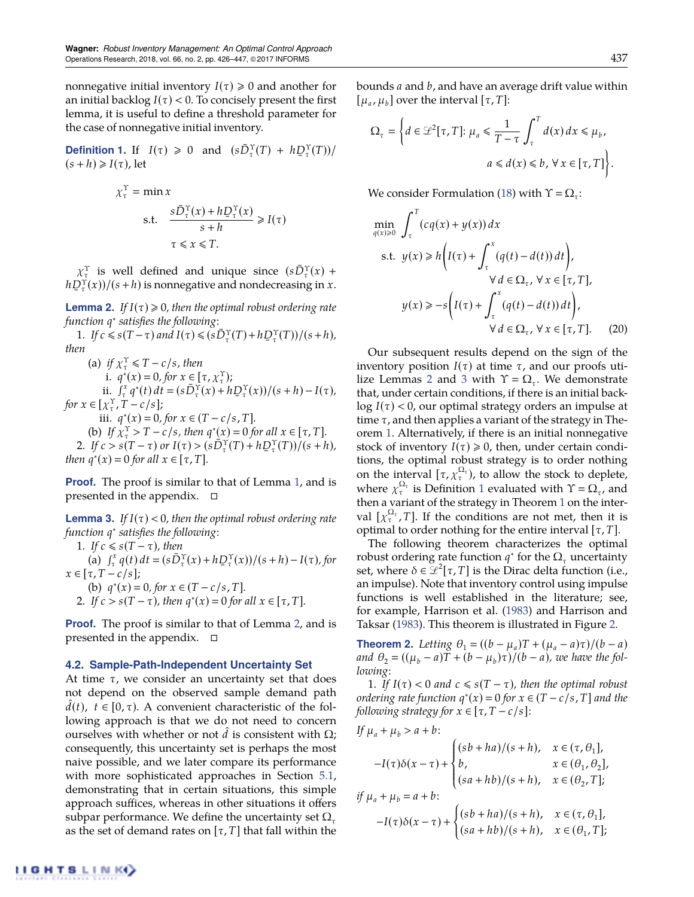nonnegative initial inventory $I(\tau) \geqslant 0$ and another for an initial backlog $I(\tau) < 0$. To concisely present the first lemma, it is useful to define a threshold parameter for the case of nonnegative initial inventory.

**Definition 1.** If $I(\tau) \geqslant 0$ and $(s\bar{D}^{\Upsilon}_{\tau}(T) + h\underline{D}^{\Upsilon}_{\tau}(T))/(s+h) \geqslant I(\tau)$, let

$$\begin{aligned} \chi^{\Upsilon}_{\tau} = \min\, & x \\ \text{s.t.}\quad & \frac{s\bar{D}^{\Upsilon}_{\tau}(x) + h\underline{D}^{\Upsilon}_{\tau}(x)}{s+h} \geqslant I(\tau) \\ & \tau \leqslant x \leqslant T. \end{aligned}$$

$\chi^{\Upsilon}_{\tau}$ is well defined and unique since $(s\bar{D}^{\Upsilon}_{\tau}(x) + h\underline{D}^{\Upsilon}_{\tau}(x))/(s+h)$ is nonnegative and nondecreasing in $x$.

**Lemma 2.** *If $I(\tau) \geqslant 0$, then the optimal robust ordering rate function $q^*$ satisfies the following*:

1. *If $c \leqslant s(T-\tau)$ and $I(\tau) \leqslant (s\bar{D}^{\Upsilon}_{\tau}(T) + h\underline{D}^{\Upsilon}_{\tau}(T))/(s+h)$, then*
   (a) *if $\chi^{\Upsilon}_{\tau} \leqslant T - c/s$, then*
      i. *$q^*(x) = 0$, for $x \in [\tau, \chi^{\Upsilon}_{\tau})$;*
      ii. *$\int_{\tau}^{x} q^*(t)\,dt = (s\bar{D}^{\Upsilon}_{\tau}(x) + h\underline{D}^{\Upsilon}_{\tau}(x))/(s+h) - I(\tau)$, for $x \in [\chi^{\Upsilon}_{\tau}, T - c/s]$;*
      iii. *$q^*(x) = 0$, for $x \in (T - c/s, T]$.*
   (b) *If $\chi^{\Upsilon}_{\tau} > T - c/s$, then $q^*(x) = 0$ for all $x \in [\tau, T]$.*
2. *If $c > s(T-\tau)$ or $I(\tau) > (s\bar{D}^{\Upsilon}_{\tau}(T) + h\underline{D}^{\Upsilon}_{\tau}(T))/(s+h)$, then $q^*(x) = 0$ for all $x \in [\tau, T]$.*

**Proof.** The proof is similar to that of Lemma 1, and is presented in the appendix. □

**Lemma 3.** *If $I(\tau) < 0$, then the optimal robust ordering rate function $q^*$ satisfies the following*:

1. *If $c \leqslant s(T-\tau)$, then*
   (a) *$\int_{\tau}^{x} q(t)\,dt = (s\bar{D}^{\Upsilon}_{\tau}(x) + h\underline{D}^{\Upsilon}_{\tau}(x))/(s+h) - I(\tau)$, for $x \in [\tau, T - c/s]$;*
   (b) *$q^*(x) = 0$, for $x \in (T - c/s, T]$.*
2. *If $c > s(T-\tau)$, then $q^*(x) = 0$ for all $x \in [\tau, T]$.*

**Proof.** The proof is similar to that of Lemma 2, and is presented in the appendix. □

### 4.2. Sample-Path-Independent Uncertainty Set

At time $\tau$, we consider an uncertainty set that does not depend on the observed sample demand path $\hat{d}(t)$, $t \in [0, \tau)$. A convenient characteristic of the following approach is that we do not need to concern ourselves with whether or not $\hat{d}$ is consistent with $\Omega$; consequently, this uncertainty set is perhaps the most naive possible, and we later compare its performance with more sophisticated approaches in Section 5.1, demonstrating that in certain situations, this simple approach suffices, whereas in other situations it offers subpar performance. We define the uncertainty set $\Omega_{\tau}$ as the set of demand rates on $[\tau, T]$ that fall within the bounds $a$ and $b$, and have an average drift value within $[\mu_a, \mu_b]$ over the interval $[\tau, T]$:

$$\Omega_{\tau} = \left\{ d \in \mathscr{L}^2[\tau, T]\colon \mu_a \leqslant \frac{1}{T-\tau}\int_{\tau}^{T} d(x)\,dx \leqslant \mu_b,\; a \leqslant d(x) \leqslant b,\; \forall\, x \in [\tau, T] \right\}.$$

We consider Formulation (18) with $\Upsilon = \Omega_{\tau}$:

$$\begin{aligned} \min_{q(x) \geqslant 0}\; & \int_{\tau}^{T} (cq(x) + y(x))\,dx \\ \text{s.t.}\; & y(x) \geqslant h\left(I(\tau) + \int_{\tau}^{x} (q(t) - d(t))\,dt\right), \quad \forall\, d \in \Omega_{\tau},\ \forall\, x \in [\tau, T], \\ & y(x) \geqslant -s\left(I(\tau) + \int_{\tau}^{x} (q(t) - d(t))\,dt\right), \quad \forall\, d \in \Omega_{\tau},\ \forall\, x \in [\tau, T]. \end{aligned} \tag{20}$$

Our subsequent results depend on the sign of the inventory position $I(\tau)$ at time $\tau$, and our proofs utilize Lemmas 2 and 3 with $\Upsilon = \Omega_{\tau}$. We demonstrate that, under certain conditions, if there is an initial backlog $I(\tau) < 0$, our optimal strategy orders an impulse at time $\tau$, and then applies a variant of the strategy in Theorem 1. Alternatively, if there is an initial nonnegative stock of inventory $I(\tau) \geqslant 0$, then, under certain conditions, the optimal robust strategy is to order nothing on the interval $[\tau, \chi^{\Omega_{\tau}}_{\tau})$, to allow the stock to deplete, where $\chi^{\Omega_{\tau}}_{\tau}$ is Definition 1 evaluated with $\Upsilon = \Omega_{\tau}$, and then a variant of the strategy in Theorem 1 on the interval $[\chi^{\Omega_{\tau}}_{\tau}, T]$. If the conditions are not met, then it is optimal to order nothing for the entire interval $[\tau, T]$.

The following theorem characterizes the optimal robust ordering rate function $q^*$ for the $\Omega_{\tau}$ uncertainty set, where $\delta \in \mathscr{L}^2[\tau, T]$ is the Dirac delta function (i.e., an impulse). Note that inventory control using impulse functions is well established in the literature; see, for example, Harrison et al. (1983) and Harrison and Taksar (1983). This theorem is illustrated in Figure 2.

**Theorem 2.** *Letting $\theta_1 = ((b-\mu_a)T + (\mu_a - a)\tau)/(b-a)$ and $\theta_2 = ((\mu_b - a)T + (b - \mu_b)\tau)/(b-a)$, we have the following*:

1. *If $I(\tau) < 0$ and $c \leqslant s(T-\tau)$, then the optimal robust ordering rate function $q^*(x) = 0$ for $x \in (T - c/s, T]$ and the following strategy for $x \in [\tau, T - c/s]$:*

*If $\mu_a + \mu_b > a + b$:*

$$-I(\tau)\delta(x-\tau) + \begin{cases} (sb + ha)/(s+h), & x \in (\tau, \theta_1], \\ b, & x \in (\theta_1, \theta_2], \\ (sa + hb)/(s+h), & x \in (\theta_2, T]; \end{cases}$$

*if $\mu_a + \mu_b = a + b$:*

$$-I(\tau)\delta(x-\tau) + \begin{cases} (sb + ha)/(s+h), & x \in (\tau, \theta_1], \\ (sa + hb)/(s+h), & x \in (\theta_1, T]; \end{cases}$$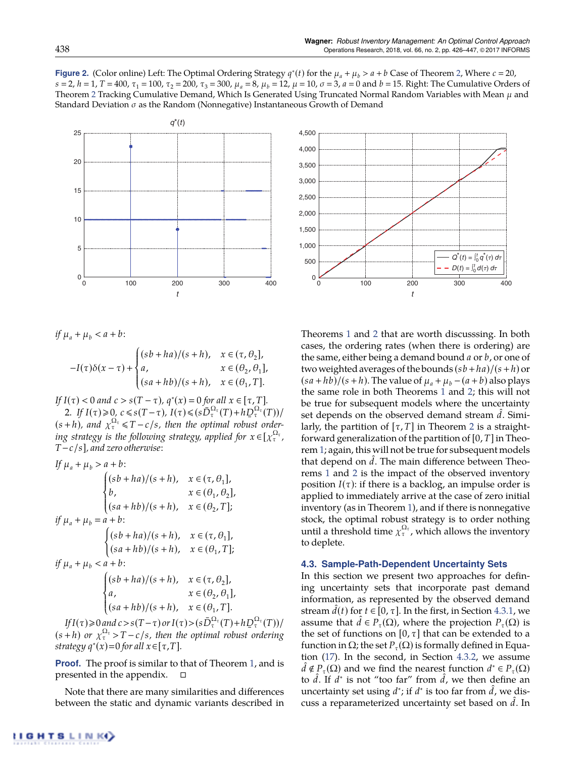**Figure 2.** (Color online) Left: The Optimal Ordering Strategy $q^*(t)$ for the $\mu_a + \mu_b > a + b$ Case of Theorem 2, Where $c = 20$, $s = 2$, $h = 1$, $T = 400$, $\tau_1 = 100$, $\tau_2 = 200$, $\tau_3 = 300$, $\mu_a = 8$, $\mu_b = 12$, $\mu = 10$, $\sigma = 3$, $a = 0$ and $b = 15$. Right: The Cumulative Orders of Theorem 2 Tracking Cumulative Demand, Which Is Generated Using Truncated Normal Random Variables with Mean $\mu$ and Standard Deviation $\sigma$ as the Random (Nonnegative) Instantaneous Growth of Demand

*if* $\mu_a + \mu_b < a + b$:

$$-I(\tau)\delta(x-\tau) + \begin{cases} (sb+ha)/(s+h), & x \in (\tau, \theta_2], \\ a, & x \in (\theta_2, \theta_1], \\ (sa+hb)/(s+h), & x \in (\theta_1, T]. \end{cases}$$

*If* $I(\tau) < 0$ *and* $c > s(T-\tau)$, $q^*(x) = 0$ *for all* $x \in [\tau, T]$.

2. *If* $I(\tau) \geq 0$, $c \leq s(T-\tau)$, $I(\tau) \leq (s\bar{D}_\tau^{\Omega_\tau}(T) + h\underline{D}_\tau^{\Omega_\tau}(T))/(s+h)$, *and* $\chi_\tau^{\Omega_\tau} \leq T - c/s$, *then the optimal robust ordering strategy is the following strategy, applied for* $x \in [\chi_\tau^{\Omega_\tau}, T - c/s]$, *and zero otherwise*:

*If* $\mu_a + \mu_b > a + b$:

$$\begin{cases} (sb+ha)/(s+h), & x \in (\tau, \theta_1], \\ b, & x \in (\theta_1, \theta_2], \\ (sa+hb)/(s+h), & x \in (\theta_2, T]; \end{cases}$$

*if* $\mu_a + \mu_b = a + b$:

$$\begin{cases} (sb+ha)/(s+h), & x \in (\tau, \theta_1], \\ (sa+hb)/(s+h), & x \in (\theta_1, T]; \end{cases}$$

*if* $\mu_a + \mu_b < a + b$:

$$\begin{cases} (sb+ha)/(s+h), & x \in (\tau, \theta_2], \\ a, & x \in (\theta_2, \theta_1], \\ (sa+hb)/(s+h), & x \in (\theta_1, T]. \end{cases}$$

*If* $I(\tau) \geq 0$ *and* $c > s(T-\tau)$ *or* $I(\tau) > (s\bar{D}_\tau^{\Omega_\tau}(T) + h\underline{D}_\tau^{\Omega_\tau}(T))/(s+h)$ *or* $\chi_\tau^{\Omega_\tau} > T - c/s$, *then the optimal robust ordering strategy* $q^*(x) = 0$ *for all* $x \in [\tau, T]$.

**Proof.** The proof is similar to that of Theorem 1, and is presented in the appendix. □

Note that there are many similarities and differences between the static and dynamic variants described in Theorems 1 and 2 that are worth discusssing. In both cases, the ordering rates (when there is ordering) are the same, either being a demand bound $a$ or $b$, or one of two weighted averages of the bounds $(sb+ha)/(s+h)$ or $(sa+hb)/(s+h)$. The value of $\mu_a + \mu_b - (a+b)$ also plays the same role in both Theorems 1 and 2; this will not be true for subsequent models where the uncertainty set depends on the observed demand stream $\hat{d}$. Similarly, the partition of $[\tau, T]$ in Theorem 2 is a straightforward generalization of the partition of $[0, T]$ in Theorem 1; again, this will not be true for subsequent models that depend on $\hat{d}$. The main difference between Theorems 1 and 2 is the impact of the observed inventory position $I(\tau)$: if there is a backlog, an impulse order is applied to immediately arrive at the case of zero initial inventory (as in Theorem 1), and if there is nonnegative stock, the optimal robust strategy is to order nothing until a threshold time $\chi_\tau^{\Omega_\tau}$, which allows the inventory to deplete.

### 4.3. Sample-Path-Dependent Uncertainty Sets

In this section we present two approaches for defining uncertainty sets that incorporate past demand information, as represented by the observed demand stream $\hat{d}(t)$ for $t \in [0, \tau]$. In the first, in Section 4.3.1, we assume that $\hat{d} \in P_\tau(\Omega)$, where the projection $P_\tau(\Omega)$ is the set of functions on $[0, \tau]$ that can be extended to a function in $\Omega$; the set $P_\tau(\Omega)$ is formally defined in Equation (17). In the second, in Section 4.3.2, we assume $\hat{d} \notin P_\tau(\Omega)$ and we find the nearest function $d^* \in P_\tau(\Omega)$ to $\hat{d}$. If $d^*$ is not "too far" from $\hat{d}$, we then define an uncertainty set using $d^*$; if $d^*$ is too far from $\hat{d}$, we discuss a reparameterized uncertainty set based on $\hat{d}$. In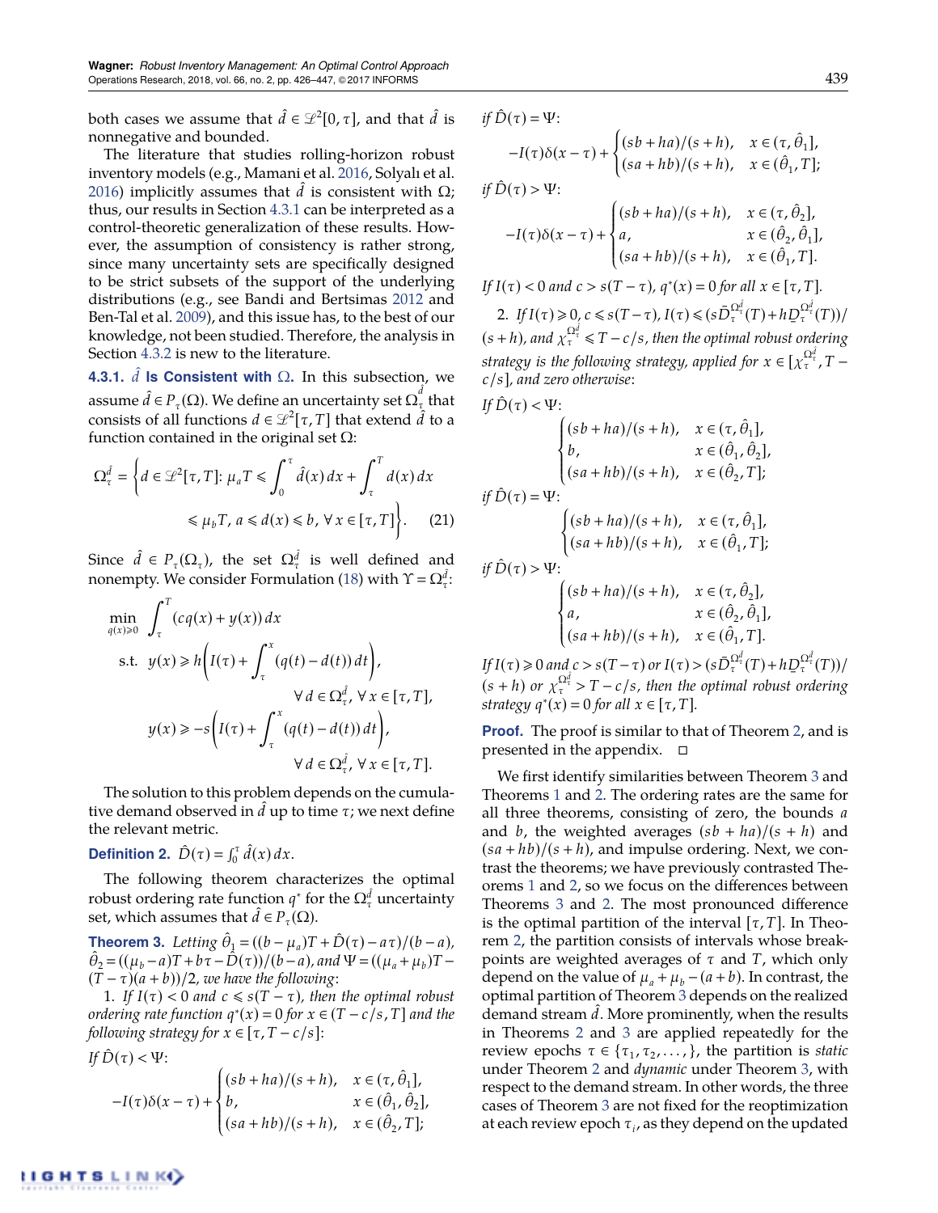both cases we assume that $\hat{d} \in \mathcal{L}^2[0, \tau]$, and that $\hat{d}$ is nonnegative and bounded.

The literature that studies rolling-horizon robust inventory models (e.g., Mamani et al. 2016, Solyalı et al. 2016) implicitly assumes that $\hat{d}$ is consistent with $\Omega$; thus, our results in Section 4.3.1 can be interpreted as a control-theoretic generalization of these results. However, the assumption of consistency is rather strong, since many uncertainty sets are specifically designed to be strict subsets of the support of the underlying distributions (e.g., see Bandi and Bertsimas 2012 and Ben-Tal et al. 2009), and this issue has, to the best of our knowledge, not been studied. Therefore, the analysis in Section 4.3.2 is new to the literature.

#### 4.3.1. $\hat{d}$ Is Consistent with $\Omega$.

In this subsection, we assume $\hat{d} \in P_\tau(\Omega)$. We define an uncertainty set $\Omega_\tau^{\hat{d}}$ that consists of all functions $d \in \mathcal{L}^2[\tau, T]$ that extend $\hat{d}$ to a function contained in the original set $\Omega$:

$$\Omega_\tau^{\hat{d}} = \left\{ d \in \mathcal{L}^2[\tau, T] \colon \mu_a T \leqslant \int_0^\tau \hat{d}(x)\, dx + \int_\tau^T d(x)\, dx \leqslant \mu_b T,\ a \leqslant d(x) \leqslant b,\ \forall\, x \in [\tau, T] \right\}. \tag{21}$$

Since $\hat{d} \in P_\tau(\Omega_\tau)$, the set $\Omega_\tau^{\hat{d}}$ is well defined and nonempty. We consider Formulation (18) with $\Upsilon = \Omega_\tau^{\hat{d}}$:

$$\begin{aligned}
\min_{q(x) \geqslant 0} \quad & \int_\tau^T (cq(x) + y(x))\, dx \\
\text{s.t.} \quad & y(x) \geqslant h\left(I(\tau) + \int_\tau^x (q(t) - d(t))\, dt\right), \quad \forall\, d \in \Omega_\tau^{\hat{d}},\ \forall\, x \in [\tau, T], \\
& y(x) \geqslant -s\left(I(\tau) + \int_\tau^x (q(t) - d(t))\, dt\right), \quad \forall\, d \in \Omega_\tau^{\hat{d}},\ \forall\, x \in [\tau, T].
\end{aligned}$$

The solution to this problem depends on the cumulative demand observed in $\hat{d}$ up to time $\tau$; we next define the relevant metric.

**Definition 2.** $\hat{D}(\tau) = \int_0^\tau \hat{d}(x)\, dx$.

The following theorem characterizes the optimal robust ordering rate function $q^*$ for the $\Omega_\tau^{\hat{d}}$ uncertainty set, which assumes that $\hat{d} \in P_\tau(\Omega)$.

**Theorem 3.** *Letting $\hat{\theta}_1 = ((b - \mu_a)T + \hat{D}(\tau) - a\tau)/(b - a)$, $\hat{\theta}_2 = ((\mu_b - a)T + b\tau - \hat{D}(\tau))/(b - a)$, and $\Psi = ((\mu_a + \mu_b)T - (T - \tau)(a + b))/2$, we have the following:*

1. *If $I(\tau) < 0$ and $c \leqslant s(T - \tau)$, then the optimal robust ordering rate function $q^*(x) = 0$ for $x \in (T - c/s, T]$ and the following strategy for $x \in [\tau, T - c/s]$:*

*If $\hat{D}(\tau) < \Psi$:*

$$-I(\tau)\delta(x - \tau) + \begin{cases} (sb + ha)/(s + h), & x \in (\tau, \hat{\theta}_1], \\ b, & x \in (\hat{\theta}_1, \hat{\theta}_2], \\ (sa + hb)/(s + h), & x \in (\hat{\theta}_2, T]; \end{cases}$$

*if $\hat{D}(\tau) = \Psi$:*

$$-I(\tau)\delta(x - \tau) + \begin{cases} (sb + ha)/(s + h), & x \in (\tau, \hat{\theta}_1], \\ (sa + hb)/(s + h), & x \in (\hat{\theta}_1, T]; \end{cases}$$

*if $\hat{D}(\tau) > \Psi$:*

$$-I(\tau)\delta(x - \tau) + \begin{cases} (sb + ha)/(s + h), & x \in (\tau, \hat{\theta}_2], \\ a, & x \in (\hat{\theta}_2, \hat{\theta}_1], \\ (sa + hb)/(s + h), & x \in (\hat{\theta}_1, T]. \end{cases}$$

*If $I(\tau) < 0$ and $c > s(T - \tau)$, $q^*(x) = 0$ for all $x \in [\tau, T]$.*

2. *If $I(\tau) \geqslant 0$, $c \leqslant s(T - \tau)$, $I(\tau) \leqslant (s\bar{D}_\tau^{\Omega_\tau^{\hat{d}}}(T) + hD_\tau^{\Omega_\tau^{\hat{d}}}(T))/(s + h)$, and $\chi_\tau^{\Omega_\tau^{\hat{d}}} \leqslant T - c/s$, then the optimal robust ordering strategy is the following strategy, applied for $x \in [\chi_\tau^{\Omega_\tau^{\hat{d}}}, T - c/s]$, and zero otherwise:*

*If $\hat{D}(\tau) < \Psi$:*

$$\begin{cases} (sb + ha)/(s + h), & x \in (\tau, \hat{\theta}_1], \\ b, & x \in (\hat{\theta}_1, \hat{\theta}_2], \\ (sa + hb)/(s + h), & x \in (\hat{\theta}_2, T]; \end{cases}$$

*if $\hat{D}(\tau) = \Psi$:*

$$\begin{cases} (sb + ha)/(s + h), & x \in (\tau, \hat{\theta}_1], \\ (sa + hb)/(s + h), & x \in (\hat{\theta}_1, T]; \end{cases}$$

*if $\hat{D}(\tau) > \Psi$:*

$$\begin{cases} (sb + ha)/(s + h), & x \in (\tau, \hat{\theta}_2], \\ a, & x \in (\hat{\theta}_2, \hat{\theta}_1], \\ (sa + hb)/(s + h), & x \in (\hat{\theta}_1, T]. \end{cases}$$

*If $I(\tau) \geqslant 0$ and $c > s(T - \tau)$ or $I(\tau) > (s\bar{D}_\tau^{\Omega_\tau^{\hat{d}}}(T) + hD_\tau^{\Omega_\tau^{\hat{d}}}(T))/(s + h)$ or $\chi_\tau^{\Omega_\tau^{\hat{d}}} > T - c/s$, then the optimal robust ordering strategy $q^*(x) = 0$ for all $x \in [\tau, T]$.*

**Proof.** The proof is similar to that of Theorem 2, and is presented in the appendix. □

We first identify similarities between Theorem 3 and Theorems 1 and 2. The ordering rates are the same for all three theorems, consisting of zero, the bounds $a$ and $b$, the weighted averages $(sb + ha)/(s + h)$ and $(sa + hb)/(s + h)$, and impulse ordering. Next, we contrast the theorems; we have previously contrasted Theorems 1 and 2, so we focus on the differences between Theorems 3 and 2. The most pronounced difference is the optimal partition of the interval $[\tau, T]$. In Theorem 2, the partition consists of intervals whose breakpoints are weighted averages of $\tau$ and $T$, which only depend on the value of $\mu_a + \mu_b - (a + b)$. In contrast, the optimal partition of Theorem 3 depends on the realized demand stream $\hat{d}$. More prominently, when the results in Theorems 2 and 3 are applied repeatedly for the review epochs $\tau \in \{\tau_1, \tau_2, \ldots,\}$, the partition is *static* under Theorem 2 and *dynamic* under Theorem 3, with respect to the demand stream. In other words, the three cases of Theorem 3 are not fixed for the reoptimization at each review epoch $\tau_i$, as they depend on the updated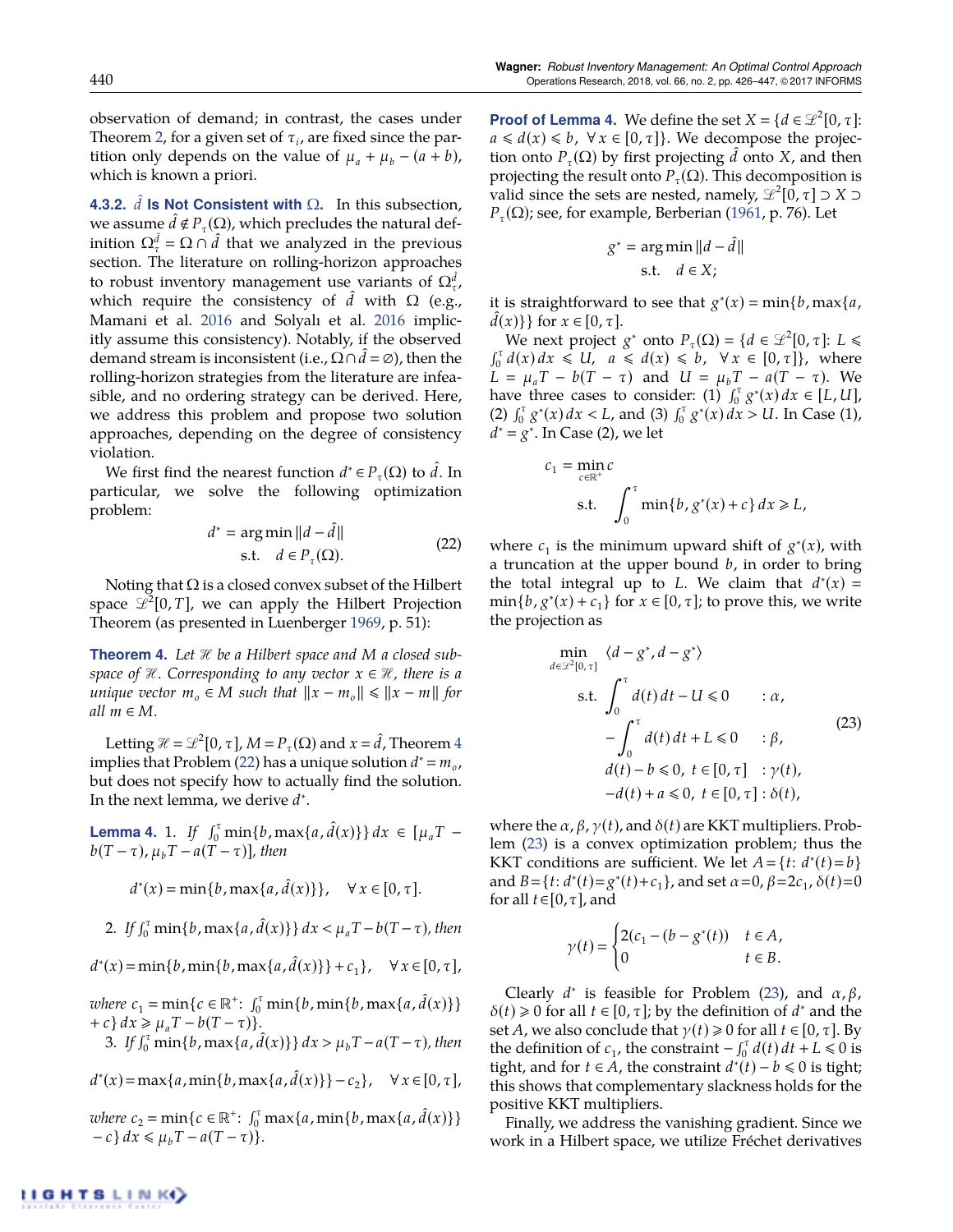observation of demand; in contrast, the cases under Theorem 2, for a given set of $\tau_i$, are fixed since the partition only depends on the value of $\mu_a + \mu_b - (a+b)$, which is known a priori.

#### 4.3.2. $\hat{d}$ Is Not Consistent with $\Omega$.

In this subsection, we assume $\hat{d} \notin P_\tau(\Omega)$, which precludes the natural definition $\Omega_\tau^{\hat{d}} = \Omega \cap \hat{d}$ that we analyzed in the previous section. The literature on rolling-horizon approaches to robust inventory management use variants of $\Omega_\tau^{\hat{d}}$, which require the consistency of $\hat{d}$ with $\Omega$ (e.g., Mamani et al. 2016 and Solyalı et al. 2016 implicitly assume this consistency). Notably, if the observed demand stream is inconsistent (i.e., $\Omega \cap \hat{d} = \varnothing$), then the rolling-horizon strategies from the literature are infeasible, and no ordering strategy can be derived. Here, we address this problem and propose two solution approaches, depending on the degree of consistency violation.

We first find the nearest function $d^* \in P_\tau(\Omega)$ to $\hat{d}$. In particular, we solve the following optimization problem:

$$
\begin{aligned}
d^* = \arg\min \|d - \hat{d}\| \\
\text{s.t.} \quad d \in P_\tau(\Omega).
\end{aligned}
\tag{22}
$$

Noting that $\Omega$ is a closed convex subset of the Hilbert space $\mathcal{L}^2[0,T]$, we can apply the Hilbert Projection Theorem (as presented in Luenberger 1969, p. 51):

**Theorem 4.** *Let $\mathcal{H}$ be a Hilbert space and $M$ a closed subspace of $\mathcal{H}$. Corresponding to any vector $x \in \mathcal{H}$, there is a unique vector $m_o \in M$ such that $\|x - m_o\| \leqslant \|x - m\|$ for all $m \in M$.*

Letting $\mathcal{H} = \mathcal{L}^2[0,\tau]$, $M = P_\tau(\Omega)$ and $x = \hat{d}$, Theorem 4 implies that Problem (22) has a unique solution $d^* = m_o$, but does not specify how to actually find the solution. In the next lemma, we derive $d^*$.

**Lemma 4.** 1. *If $\int_0^\tau \min\{b, \max\{a, \hat{d}(x)\}\}\,dx \in [\mu_a T - b(T-\tau), \mu_b T - a(T-\tau)]$, then*

$$d^*(x) = \min\{b, \max\{a, \hat{d}(x)\}\}, \quad \forall\, x \in [0,\tau].$$

2. *If $\int_0^\tau \min\{b, \max\{a, \hat{d}(x)\}\}\,dx < \mu_a T - b(T-\tau)$, then*

$$d^*(x) = \min\{b, \min\{b, \max\{a, \hat{d}(x)\}\} + c_1\}, \quad \forall\, x \in [0,\tau],$$

*where $c_1 = \min\{c \in \mathbb{R}^+ \colon \int_0^\tau \min\{b, \min\{b, \max\{a, \hat{d}(x)\}\} + c\}\,dx \geqslant \mu_a T - b(T-\tau)\}$.*

3. *If $\int_0^\tau \min\{b, \max\{a, \hat{d}(x)\}\}\,dx > \mu_b T - a(T-\tau)$, then*

$$d^*(x) = \max\{a, \min\{b, \max\{a, \hat{d}(x)\}\} - c_2\}, \quad \forall\, x \in [0,\tau],$$

*where $c_2 = \min\{c \in \mathbb{R}^+ \colon \int_0^\tau \max\{a, \min\{b, \max\{a, \hat{d}(x)\}\} - c\}\,dx \leqslant \mu_b T - a(T-\tau)\}$.*

**Proof of Lemma 4.** We define the set $X = \{d \in \mathcal{L}^2[0,\tau] \colon a \leqslant d(x) \leqslant b, \ \forall\, x \in [0,\tau]\}$. We decompose the projection onto $P_\tau(\Omega)$ by first projecting $\hat{d}$ onto $X$, and then projecting the result onto $P_\tau(\Omega)$. This decomposition is valid since the sets are nested, namely, $\mathcal{L}^2[0,\tau] \supset X \supset P_\tau(\Omega)$; see, for example, Berberian (1961, p. 76). Let

$$
\begin{aligned}
g^* = \arg\min \|d - \hat{d}\| \\
\text{s.t.} \quad d \in X;
\end{aligned}
$$

it is straightforward to see that $g^*(x) = \min\{b, \max\{a, \hat{d}(x)\}\}$ for $x \in [0,\tau]$.

We next project $g^*$ onto $P_\tau(\Omega) = \{d \in \mathcal{L}^2[0,\tau] \colon L \leqslant \int_0^\tau d(x)\,dx \leqslant U, \ a \leqslant d(x) \leqslant b, \ \forall\, x \in [0,\tau]\}$, where $L = \mu_a T - b(T-\tau)$ and $U = \mu_b T - a(T-\tau)$. We have three cases to consider: (1) $\int_0^\tau g^*(x)\,dx \in [L,U]$, (2) $\int_0^\tau g^*(x)\,dx < L$, and (3) $\int_0^\tau g^*(x)\,dx > U$. In Case (1), $d^* = g^*$. In Case (2), we let

$$
\begin{aligned}
c_1 = \min_{c \in \mathbb{R}^+} c \\
\text{s.t.} \quad \int_0^\tau \min\{b, g^*(x) + c\}\,dx \geqslant L,
\end{aligned}
$$

where $c_1$ is the minimum upward shift of $g^*(x)$, with a truncation at the upper bound $b$, in order to bring the total integral up to $L$. We claim that $d^*(x) = \min\{b, g^*(x) + c_1\}$ for $x \in [0,\tau]$; to prove this, we write the projection as

$$
\begin{aligned}
\min_{d \in \mathcal{L}^2[0,\tau]} \quad & \langle d - g^*, d - g^* \rangle \\
\text{s.t.} \quad & \int_0^\tau d(t)\,dt - U \leqslant 0 \qquad : \alpha, \\
& -\int_0^\tau d(t)\,dt + L \leqslant 0 \qquad : \beta, \\
& d(t) - b \leqslant 0, \ t \in [0,\tau] \quad : \gamma(t), \\
& -d(t) + a \leqslant 0, \ t \in [0,\tau] : \delta(t),
\end{aligned}
\tag{23}
$$

where the $\alpha, \beta, \gamma(t)$, and $\delta(t)$ are KKT multipliers. Problem (23) is a convex optimization problem; thus the KKT conditions are sufficient. We let $A = \{t \colon d^*(t) = b\}$ and $B = \{t \colon d^*(t) = g^*(t) + c_1\}$, and set $\alpha = 0$, $\beta = 2c_1$, $\delta(t) = 0$ for all $t \in [0,\tau]$, and

$$
\gamma(t) = \begin{cases} 2(c_1 - (b - g^*(t))) & t \in A, \\ 0 & t \in B. \end{cases}
$$

Clearly $d^*$ is feasible for Problem (23), and $\alpha, \beta, \delta(t) \geqslant 0$ for all $t \in [0,\tau]$; by the definition of $d^*$ and the set $A$, we also conclude that $\gamma(t) \geqslant 0$ for all $t \in [0,\tau]$. By the definition of $c_1$, the constraint $-\int_0^\tau d(t)\,dt + L \leqslant 0$ is tight, and for $t \in A$, the constraint $d^*(t) - b \leqslant 0$ is tight; this shows that complementary slackness holds for the positive KKT multipliers.

Finally, we address the vanishing gradient. Since we work in a Hilbert space, we utilize Fréchet derivatives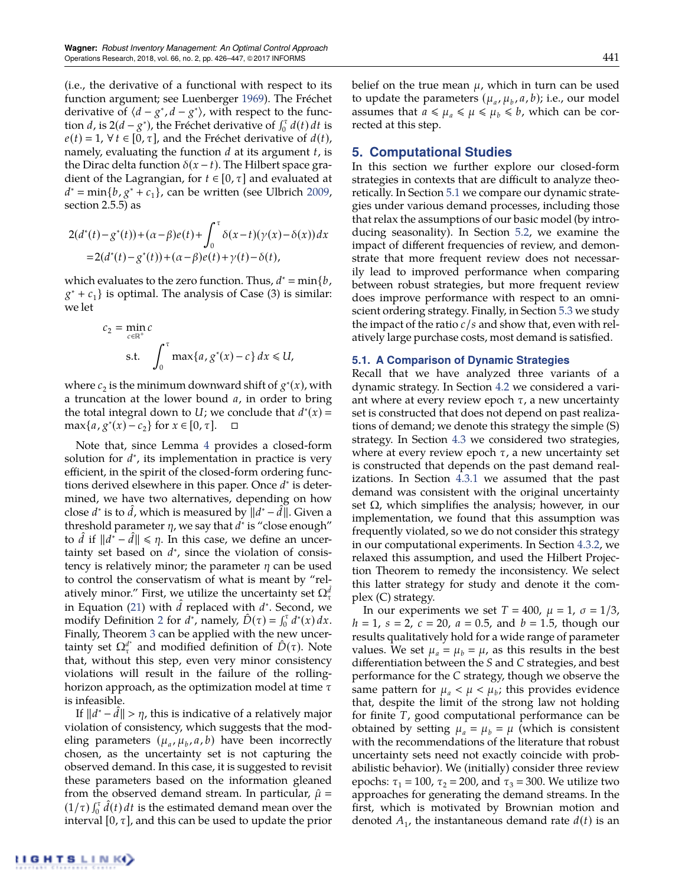(i.e., the derivative of a functional with respect to its function argument; see Luenberger 1969). The Fréchet derivative of $\langle d - g^*, d - g^* \rangle$, with respect to the function $d$, is $2(d - g^*)$, the Fréchet derivative of $\int_0^\tau d(t)\,dt$ is $e(t) = 1$, $\forall t \in [0, \tau]$, and the Fréchet derivative of $d(t)$, namely, evaluating the function $d$ at its argument $t$, is the Dirac delta function $\delta(x - t)$. The Hilbert space gradient of the Lagrangian, for $t \in [0, \tau]$ and evaluated at $d^* = \min\{b, g^* + c_1\}$, can be written (see Ulbrich 2009, section 2.5.5) as

$$2(d^*(t) - g^*(t)) + (\alpha - \beta)e(t) + \int_0^\tau \delta(x - t)(\gamma(x) - \delta(x))\,dx$$
$$= 2(d^*(t) - g^*(t)) + (\alpha - \beta)e(t) + \gamma(t) - \delta(t),$$

which evaluates to the zero function. Thus, $d^* = \min\{b, g^* + c_1\}$ is optimal. The analysis of Case (3) is similar: we let

$$c_2 = \min_{c \in \mathbb{R}^+} c$$
$$\text{s.t.} \quad \int_0^\tau \max\{a, g^*(x) - c\}\,dx \leqslant U,$$

where $c_2$ is the minimum downward shift of $g^*(x)$, with a truncation at the lower bound $a$, in order to bring the total integral down to $U$; we conclude that $d^*(x) = \max\{a, g^*(x) - c_2\}$ for $x \in [0, \tau]$. $\square$

Note that, since Lemma 4 provides a closed-form solution for $d^*$, its implementation in practice is very efficient, in the spirit of the closed-form ordering functions derived elsewhere in this paper. Once $d^*$ is determined, we have two alternatives, depending on how close $d^*$ is to $\hat{d}$, which is measured by $\|d^* - \hat{d}\|$. Given a threshold parameter $\eta$, we say that $d^*$ is "close enough" to $\hat{d}$ if $\|d^* - \hat{d}\| \leqslant \eta$. In this case, we define an uncertainty set based on $d^*$, since the violation of consistency is relatively minor; the parameter $\eta$ can be used to control the conservatism of what is meant by "relatively minor." First, we utilize the uncertainty set $\Omega_\tau^{\hat{d}}$ in Equation (21) with $\hat{d}$ replaced with $d^*$. Second, we modify Definition 2 for $d^*$, namely, $\hat{D}(\tau) = \int_0^\tau d^*(x)\,dx$. Finally, Theorem 3 can be applied with the new uncertainty set $\Omega_\tau^{d^*}$ and modified definition of $\hat{D}(\tau)$. Note that, without this step, even very minor consistency violations will result in the failure of the rolling-horizon approach, as the optimization model at time $\tau$ is infeasible.

If $\|d^* - \hat{d}\| > \eta$, this is indicative of a relatively major violation of consistency, which suggests that the modeling parameters $(\mu_a, \mu_b, a, b)$ have been incorrectly chosen, as the uncertainty set is not capturing the observed demand. In this case, it is suggested to revisit these parameters based on the information gleaned from the observed demand stream. In particular, $\hat{\mu} = (1/\tau)\int_0^\tau \hat{d}(t)\,dt$ is the estimated demand mean over the interval $[0, \tau]$, and this can be used to update the prior belief on the true mean $\mu$, which in turn can be used to update the parameters $(\mu_a, \mu_b, a, b)$; i.e., our model assumes that $a \leqslant \mu_a \leqslant \mu \leqslant \mu_b \leqslant b$, which can be corrected at this step.

## 5. Computational Studies

In this section we further explore our closed-form strategies in contexts that are difficult to analyze theoretically. In Section 5.1 we compare our dynamic strategies under various demand processes, including those that relax the assumptions of our basic model (by introducing seasonality). In Section 5.2, we examine the impact of different frequencies of review, and demonstrate that more frequent review does not necessarily lead to improved performance when comparing between robust strategies, but more frequent review does improve performance with respect to an omniscient ordering strategy. Finally, in Section 5.3 we study the impact of the ratio $c/s$ and show that, even with relatively large purchase costs, most demand is satisfied.

### 5.1. A Comparison of Dynamic Strategies

Recall that we have analyzed three variants of a dynamic strategy. In Section 4.2 we considered a variant where at every review epoch $\tau$, a new uncertainty set is constructed that does not depend on past realizations of demand; we denote this strategy the simple (S) strategy. In Section 4.3 we considered two strategies, where at every review epoch $\tau$, a new uncertainty set is constructed that depends on the past demand realizations. In Section 4.3.1 we assumed that the past demand was consistent with the original uncertainty set $\Omega$, which simplifies the analysis; however, in our implementation, we found that this assumption was frequently violated, so we do not consider this strategy in our computational experiments. In Section 4.3.2, we relaxed this assumption, and used the Hilbert Projection Theorem to remedy the inconsistency. We select this latter strategy for study and denote it the complex (C) strategy.

In our experiments we set $T = 400$, $\mu = 1$, $\sigma = 1/3$, $h = 1$, $s = 2$, $c = 20$, $a = 0.5$, and $b = 1.5$, though our results qualitatively hold for a wide range of parameter values. We set $\mu_a = \mu_b = \mu$, as this results in the best differentiation between the $S$ and $C$ strategies, and best performance for the $C$ strategy, though we observe the same pattern for $\mu_a < \mu < \mu_b$; this provides evidence that, despite the limit of the strong law not holding for finite $T$, good computational performance can be obtained by setting $\mu_a = \mu_b = \mu$ (which is consistent with the recommendations of the literature that robust uncertainty sets need not exactly coincide with probabilistic behavior). We (initially) consider three review epochs: $\tau_1 = 100$, $\tau_2 = 200$, and $\tau_3 = 300$. We utilize two approaches for generating the demand streams. In the first, which is motivated by Brownian motion and denoted $A_1$, the instantaneous demand rate $d(t)$ is an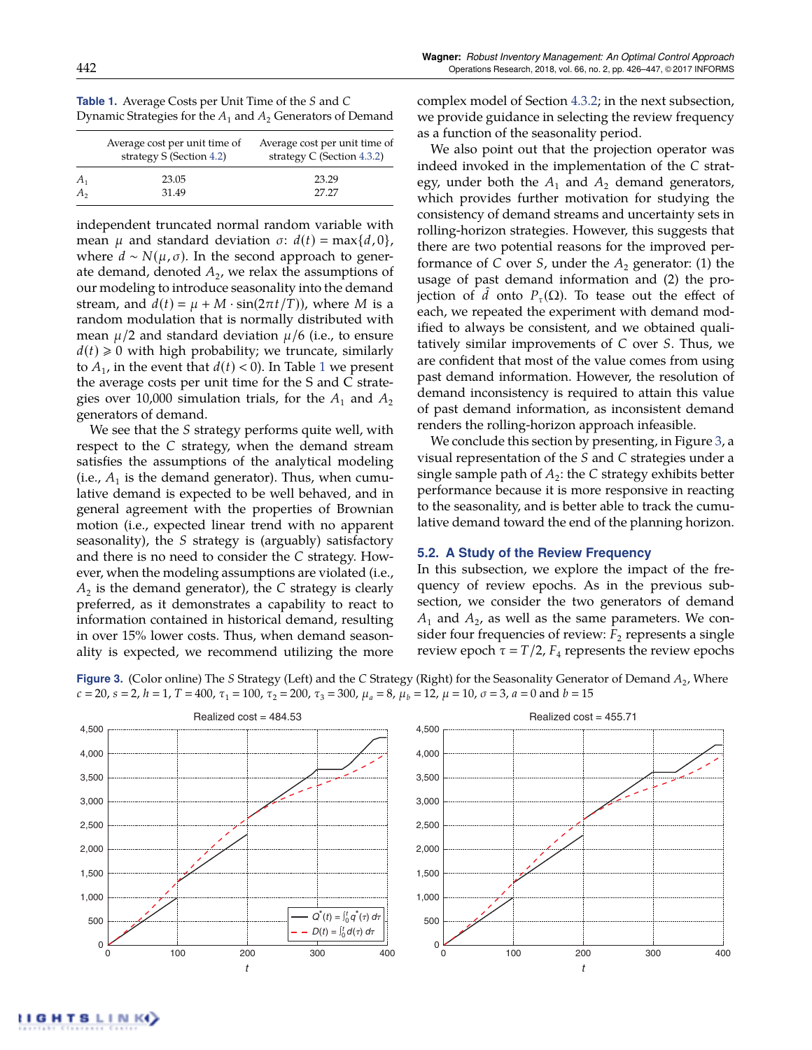**Table 1.** Average Costs per Unit Time of the $S$ and $C$ Dynamic Strategies for the $A_1$ and $A_2$ Generators of Demand

| | Average cost per unit time of strategy S (Section 4.2) | Average cost per unit time of strategy C (Section 4.3.2) |
|---|---|---|
| $A_1$ | 23.05 | 23.29 |
| $A_2$ | 31.49 | 27.27 |

independent truncated normal random variable with mean $\mu$ and standard deviation $\sigma$: $d(t) = \max\{d, 0\}$, where $d \sim N(\mu, \sigma)$. In the second approach to generate demand, denoted $A_2$, we relax the assumptions of our modeling to introduce seasonality into the demand stream, and $d(t) = \mu + M \cdot \sin(2\pi t/T))$, where $M$ is a random modulation that is normally distributed with mean $\mu/2$ and standard deviation $\mu/6$ (i.e., to ensure $d(t) \geqslant 0$ with high probability; we truncate, similarly to $A_1$, in the event that $d(t) < 0$). In Table 1 we present the average costs per unit time for the S and C strategies over 10,000 simulation trials, for the $A_1$ and $A_2$ generators of demand.

We see that the $S$ strategy performs quite well, with respect to the $C$ strategy, when the demand stream satisfies the assumptions of the analytical modeling (i.e., $A_1$ is the demand generator). Thus, when cumulative demand is expected to be well behaved, and in general agreement with the properties of Brownian motion (i.e., expected linear trend with no apparent seasonality), the $S$ strategy is (arguably) satisfactory and there is no need to consider the $C$ strategy. However, when the modeling assumptions are violated (i.e., $A_2$ is the demand generator), the $C$ strategy is clearly preferred, as it demonstrates a capability to react to information contained in historical demand, resulting in over 15% lower costs. Thus, when demand seasonality is expected, we recommend utilizing the more complex model of Section 4.3.2; in the next subsection, we provide guidance in selecting the review frequency as a function of the seasonality period.

We also point out that the projection operator was indeed invoked in the implementation of the $C$ strategy, under both the $A_1$ and $A_2$ demand generators, which provides further motivation for studying the consistency of demand streams and uncertainty sets in rolling-horizon strategies. However, this suggests that there are two potential reasons for the improved performance of $C$ over $S$, under the $A_2$ generator: (1) the usage of past demand information and (2) the projection of $\hat{d}$ onto $P_\tau(\Omega)$. To tease out the effect of each, we repeated the experiment with demand modified to always be consistent, and we obtained qualitatively similar improvements of $C$ over $S$. Thus, we are confident that most of the value comes from using past demand information. However, the resolution of demand inconsistency is required to attain this value of past demand information, as inconsistent demand renders the rolling-horizon approach infeasible.

We conclude this section by presenting, in Figure 3, a visual representation of the $S$ and $C$ strategies under a single sample path of $A_2$: the $C$ strategy exhibits better performance because it is more responsive in reacting to the seasonality, and is better able to track the cumulative demand toward the end of the planning horizon.

### 5.2. A Study of the Review Frequency

In this subsection, we explore the impact of the frequency of review epochs. As in the previous subsection, we consider the two generators of demand $A_1$ and $A_2$, as well as the same parameters. We consider four frequencies of review: $F_2$ represents a single review epoch $\tau = T/2$, $F_4$ represents the review epochs

**Figure 3.** (Color online) The $S$ Strategy (Left) and the $C$ Strategy (Right) for the Seasonality Generator of Demand $A_2$, Where $c = 20$, $s = 2$, $h = 1$, $T = 400$, $\tau_1 = 100$, $\tau_2 = 200$, $\tau_3 = 300$, $\mu_a = 8$, $\mu_b = 12$, $\mu = 10$, $\sigma = 3$, $a = 0$ and $b = 15$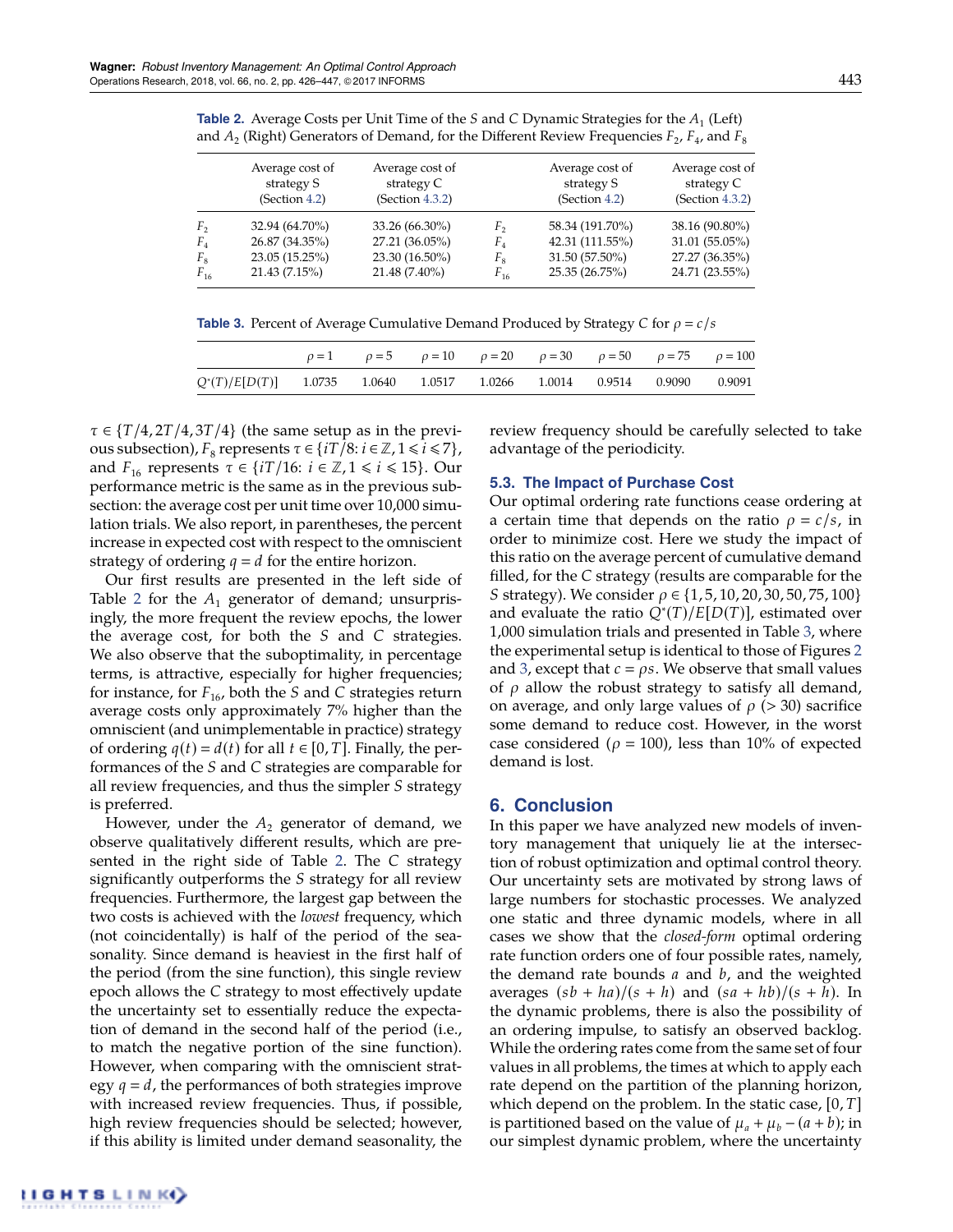**Table 2.** Average Costs per Unit Time of the $S$ and $C$ Dynamic Strategies for the $A_1$ (Left) and $A_2$ (Right) Generators of Demand, for the Different Review Frequencies $F_2$, $F_4$, and $F_8$

| | Average cost of strategy S (Section 4.2) | Average cost of strategy C (Section 4.3.2) | | Average cost of strategy S (Section 4.2) | Average cost of strategy C (Section 4.3.2) |
|---|---|---|---|---|---|
| $F_2$ | 32.94 (64.70%) | 33.26 (66.30%) | $F_2$ | 58.34 (191.70%) | 38.16 (90.80%) |
| $F_4$ | 26.87 (34.35%) | 27.21 (36.05%) | $F_4$ | 42.31 (111.55%) | 31.01 (55.05%) |
| $F_8$ | 23.05 (15.25%) | 23.30 (16.50%) | $F_8$ | 31.50 (57.50%) | 27.27 (36.35%) |
| $F_{16}$ | 21.43 (7.15%) | 21.48 (7.40%) | $F_{16}$ | 25.35 (26.75%) | 24.71 (23.55%) |

**Table 3.** Percent of Average Cumulative Demand Produced by Strategy $C$ for $\rho = c/s$

| | $\rho = 1$ | $\rho = 5$ | $\rho = 10$ | $\rho = 20$ | $\rho = 30$ | $\rho = 50$ | $\rho = 75$ | $\rho = 100$ |
|---|---|---|---|---|---|---|---|---|
| $Q^*(T)/E[D(T)]$ | 1.0735 | 1.0640 | 1.0517 | 1.0266 | 1.0014 | 0.9514 | 0.9090 | 0.9091 |

$\tau \in \{T/4, 2T/4, 3T/4\}$ (the same setup as in the previous subsection), $F_8$ represents $\tau \in \{iT/8 : i \in \mathbb{Z}, 1 \leqslant i \leqslant 7\}$, and $F_{16}$ represents $\tau \in \{iT/16 : i \in \mathbb{Z}, 1 \leqslant i \leqslant 15\}$. Our performance metric is the same as in the previous subsection: the average cost per unit time over 10,000 simulation trials. We also report, in parentheses, the percent increase in expected cost with respect to the omniscient strategy of ordering $q = d$ for the entire horizon.

Our first results are presented in the left side of Table 2 for the $A_1$ generator of demand; unsurprisingly, the more frequent the review epochs, the lower the average cost, for both the $S$ and $C$ strategies. We also observe that the suboptimality, in percentage terms, is attractive, especially for higher frequencies; for instance, for $F_{16}$, both the $S$ and $C$ strategies return average costs only approximately 7% higher than the omniscient (and unimplementable in practice) strategy of ordering $q(t) = d(t)$ for all $t \in [0, T]$. Finally, the performances of the $S$ and $C$ strategies are comparable for all review frequencies, and thus the simpler $S$ strategy is preferred.

However, under the $A_2$ generator of demand, we observe qualitatively different results, which are presented in the right side of Table 2. The $C$ strategy significantly outperforms the $S$ strategy for all review frequencies. Furthermore, the largest gap between the two costs is achieved with the *lowest* frequency, which (not coincidentally) is half of the period of the seasonality. Since demand is heaviest in the first half of the period (from the sine function), this single review epoch allows the $C$ strategy to most effectively update the uncertainty set to essentially reduce the expectation of demand in the second half of the period (i.e., to match the negative portion of the sine function). However, when comparing with the omniscient strategy $q = d$, the performances of both strategies improve with increased review frequencies. Thus, if possible, high review frequencies should be selected; however, if this ability is limited under demand seasonality, the review frequency should be carefully selected to take advantage of the periodicity.

### 5.3. The Impact of Purchase Cost

Our optimal ordering rate functions cease ordering at a certain time that depends on the ratio $\rho = c/s$, in order to minimize cost. Here we study the impact of this ratio on the average percent of cumulative demand filled, for the $C$ strategy (results are comparable for the $S$ strategy). We consider $\rho \in \{1, 5, 10, 20, 30, 50, 75, 100\}$ and evaluate the ratio $Q^*(T)/E[D(T)]$, estimated over 1,000 simulation trials and presented in Table 3, where the experimental setup is identical to those of Figures 2 and 3, except that $c = \rho s$. We observe that small values of $\rho$ allow the robust strategy to satisfy all demand, on average, and only large values of $\rho$ (> 30) sacrifice some demand to reduce cost. However, in the worst case considered ($\rho = 100$), less than 10% of expected demand is lost.

## 6. Conclusion

In this paper we have analyzed new models of inventory management that uniquely lie at the intersection of robust optimization and optimal control theory. Our uncertainty sets are motivated by strong laws of large numbers for stochastic processes. We analyzed one static and three dynamic models, where in all cases we show that the *closed-form* optimal ordering rate function orders one of four possible rates, namely, the demand rate bounds $a$ and $b$, and the weighted averages $(sb + ha)/(s + h)$ and $(sa + hb)/(s + h)$. In the dynamic problems, there is also the possibility of an ordering impulse, to satisfy an observed backlog. While the ordering rates come from the same set of four values in all problems, the times at which to apply each rate depend on the partition of the planning horizon, which depend on the problem. In the static case, $[0, T]$ is partitioned based on the value of $\mu_a + \mu_b - (a + b)$; in our simplest dynamic problem, where the uncertainty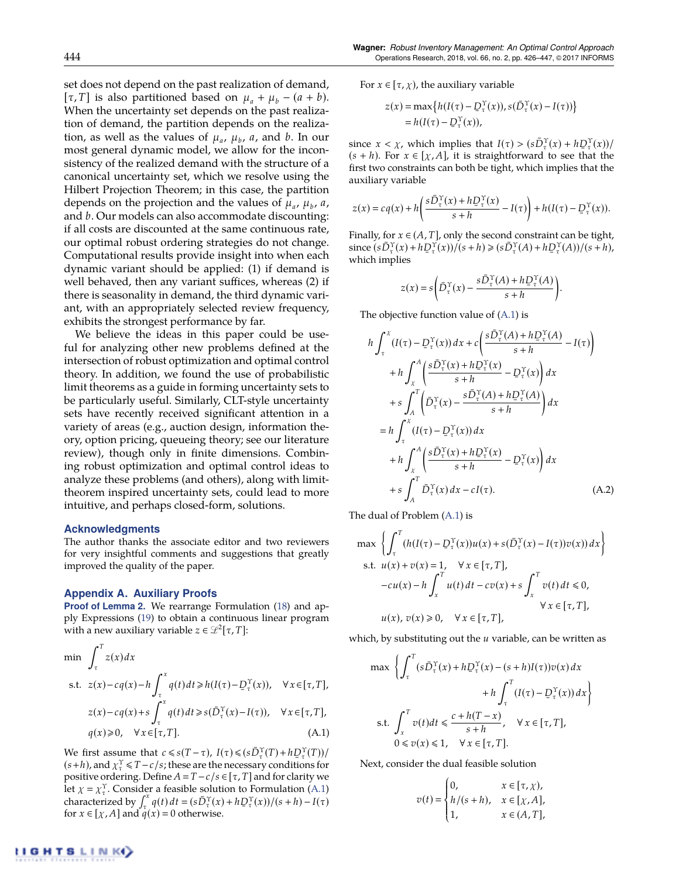set does not depend on the past realization of demand, $[\tau, T]$ is also partitioned based on $\mu_a + \mu_b - (a+b)$. When the uncertainty set depends on the past realization of demand, the partition depends on the realization, as well as the values of $\mu_a$, $\mu_b$, $a$, and $b$. In our most general dynamic model, we allow for the inconsistency of the realized demand with the structure of a canonical uncertainty set, which we resolve using the Hilbert Projection Theorem; in this case, the partition depends on the projection and the values of $\mu_a$, $\mu_b$, $a$, and $b$. Our models can also accommodate discounting: if all costs are discounted at the same continuous rate, our optimal robust ordering strategies do not change. Computational results provide insight into when each dynamic variant should be applied: (1) if demand is well behaved, then any variant suffices, whereas (2) if there is seasonality in demand, the third dynamic variant, with an appropriately selected review frequency, exhibits the strongest performance by far.

We believe the ideas in this paper could be useful for analyzing other new problems defined at the intersection of robust optimization and optimal control theory. In addition, we found the use of probabilistic limit theorems as a guide in forming uncertainty sets to be particularly useful. Similarly, CLT-style uncertainty sets have recently received significant attention in a variety of areas (e.g., auction design, information theory, option pricing, queueing theory; see our literature review), though only in finite dimensions. Combining robust optimization and optimal control ideas to analyze these problems (and others), along with limit-theorem inspired uncertainty sets, could lead to more intuitive, and perhaps closed-form, solutions.

## Acknowledgments

The author thanks the associate editor and two reviewers for very insightful comments and suggestions that greatly improved the quality of the paper.

## Appendix A. Auxiliary Proofs

**Proof of Lemma 2.** We rearrange Formulation (18) and apply Expressions (19) to obtain a continuous linear program with a new auxiliary variable $z \in \mathcal{L}^2[\tau, T]$:

$$
\begin{aligned}
\min \quad & \int_\tau^T z(x)\,dx \\
\text{s.t.} \quad & z(x) - cq(x) - h\int_\tau^x q(t)\,dt \geqslant h(I(\tau) - \underline{D}_\tau^\Upsilon(x)), \quad \forall x \in [\tau, T], \\
& z(x) - cq(x) + s\int_\tau^x q(t)\,dt \geqslant s(\bar{D}_\tau^\Upsilon(x) - I(\tau)), \quad \forall x \in [\tau, T], \\
& q(x) \geqslant 0, \quad \forall x \in [\tau, T].
\end{aligned} \tag{A.1}
$$

We first assume that $c \leqslant s(T-\tau)$, $I(\tau) \leqslant (s\bar{D}_\tau^\Upsilon(T) + h\underline{D}_\tau^\Upsilon(T))/(s+h)$, and $\chi_\tau^\Upsilon \leqslant T - c/s$; these are the necessary conditions for positive ordering. Define $A = T - c/s \in [\tau, T]$ and for clarity we let $\chi = \chi_\tau^\Upsilon$. Consider a feasible solution to Formulation (A.1) characterized by $\int_\tau^x q(t)\,dt = (s\bar{D}_\tau^\Upsilon(x) + h\underline{D}_\tau^\Upsilon(x))/(s+h) - I(\tau)$ for $x \in [\chi, A]$ and $q(x) = 0$ otherwise.

For $x \in [\tau, \chi)$, the auxiliary variable

$$
\begin{aligned}
z(x) &= \max\{h(I(\tau) - \underline{D}_\tau^\Upsilon(x)), s(\bar{D}_\tau^\Upsilon(x) - I(\tau))\} \\
&= h(I(\tau) - \underline{D}_\tau^\Upsilon(x)),
\end{aligned}
$$

since $x < \chi$, which implies that $I(\tau) > (s\bar{D}_\tau^\Upsilon(x) + h\underline{D}_\tau^\Upsilon(x))/(s+h)$. For $x \in [\chi, A]$, it is straightforward to see that the first two constraints can both be tight, which implies that the auxiliary variable

$$
z(x) = cq(x) + h\left(\frac{s\bar{D}_\tau^\Upsilon(x) + h\underline{D}_\tau^\Upsilon(x)}{s+h} - I(\tau)\right) + h(I(\tau) - \underline{D}_\tau^\Upsilon(x)).
$$

Finally, for $x \in (A, T]$, only the second constraint can be tight, since $(s\bar{D}_\tau^\Upsilon(x) + h\underline{D}_\tau^\Upsilon(x))/(s+h) \geqslant (s\bar{D}_\tau^\Upsilon(A) + h\underline{D}_\tau^\Upsilon(A))/(s+h)$, which implies

$$
z(x) = s\left(\bar{D}_\tau^\Upsilon(x) - \frac{s\bar{D}_\tau^\Upsilon(A) + h\underline{D}_\tau^\Upsilon(A)}{s+h}\right).
$$

The objective function value of (A.1) is

$$
\begin{aligned}
& h\int_\tau^\chi (I(\tau) - \underline{D}_\tau^\Upsilon(x))\,dx + c\left(\frac{s\bar{D}_\tau^\Upsilon(A) + h\underline{D}_\tau^\Upsilon(A)}{s+h} - I(\tau)\right) \\
&\quad + h\int_\chi^A \left(\frac{s\bar{D}_\tau^\Upsilon(x) + h\underline{D}_\tau^\Upsilon(x)}{s+h} - \underline{D}_\tau^\Upsilon(x)\right) dx \\
&\quad + s\int_A^T \left(\bar{D}_\tau^\Upsilon(x) - \frac{s\bar{D}_\tau^\Upsilon(A) + h\underline{D}_\tau^\Upsilon(A)}{s+h}\right) dx \\
&= h\int_\tau^\chi (I(\tau) - \underline{D}_\tau^\Upsilon(x))\,dx \\
&\quad + h\int_\chi^A \left(\frac{s\bar{D}_\tau^\Upsilon(x) + h\underline{D}_\tau^\Upsilon(x)}{s+h} - \underline{D}_\tau^\Upsilon(x)\right) dx \\
&\quad + s\int_A^T \bar{D}_\tau^\Upsilon(x)\,dx - cI(\tau).
\end{aligned} \tag{A.2}
$$

The dual of Problem (A.1) is

$$
\begin{aligned}
\max \quad & \left\{\int_\tau^T (h(I(\tau) - \underline{D}_\tau^\Upsilon(x))u(x) + s(\bar{D}_\tau^\Upsilon(x) - I(\tau))v(x))\,dx\right\} \\
\text{s.t.} \quad & u(x) + v(x) = 1, \quad \forall x \in [\tau, T], \\
& -cu(x) - h\int_x^T u(t)\,dt - cv(x) + s\int_x^T v(t)\,dt \leqslant 0, \\
& \qquad\qquad \forall x \in [\tau, T], \\
& u(x), v(x) \geqslant 0, \quad \forall x \in [\tau, T],
\end{aligned}
$$

which, by substituting out the $u$ variable, can be written as

$$
\begin{aligned}
\max \quad & \left\{\int_\tau^T (s\bar{D}_\tau^\Upsilon(x) + h\underline{D}_\tau^\Upsilon(x) - (s+h)I(\tau))v(x)\,dx \right. \\
& \qquad \left. + h\int_\tau^T (I(\tau) - \underline{D}_\tau^\Upsilon(x))\,dx\right\} \\
\text{s.t.} \quad & \int_x^T v(t)\,dt \leqslant \frac{c + h(T-x)}{s+h}, \quad \forall x \in [\tau, T], \\
& 0 \leqslant v(x) \leqslant 1, \quad \forall x \in [\tau, T].
\end{aligned}
$$

Next, consider the dual feasible solution

$$
v(t) = \begin{cases} 0, & x \in [\tau, \chi), \\ h/(s+h), & x \in [\chi, A], \\ 1, & x \in (A, T], \end{cases}
$$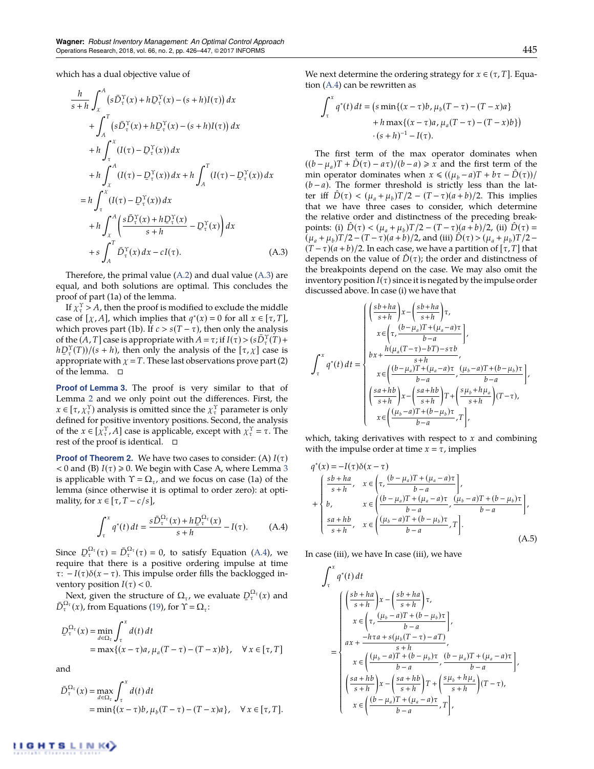which has a dual objective value of

$$
\begin{aligned}
&\frac{h}{s+h}\int_{\chi}^{A}\left(s\bar{D}_{\tau}^{\Upsilon}(x)+h\underline{D}_{\tau}^{\Upsilon}(x)-(s+h)I(\tau)\right)dx\\
&\quad+\int_{A}^{T}\left(s\bar{D}_{\tau}^{\Upsilon}(x)+h\underline{D}_{\tau}^{\Upsilon}(x)-(s+h)I(\tau)\right)dx\\
&\quad+h\int_{\tau}^{\chi}(I(\tau)-\underline{D}_{\tau}^{\Upsilon}(x))\,dx\\
&\quad+h\int_{\chi}^{A}(I(\tau)-\underline{D}_{\tau}^{\Upsilon}(x))\,dx+h\int_{A}^{T}(I(\tau)-\underline{D}_{\tau}^{\Upsilon}(x))\,dx\\
&=h\int_{\tau}^{\chi}(I(\tau)-\underline{D}_{\tau}^{\Upsilon}(x))\,dx\\
&\quad+h\int_{\chi}^{A}\left(\frac{s\bar{D}_{\tau}^{\Upsilon}(x)+h\underline{D}_{\tau}^{\Upsilon}(x)}{s+h}-\underline{D}_{\tau}^{\Upsilon}(x)\right)dx\\
&\quad+s\int_{A}^{T}\bar{D}_{\tau}^{\Upsilon}(x)\,dx-cI(\tau).
\end{aligned}
\tag{A.3}
$$

Therefore, the primal value (A.2) and dual value (A.3) are equal, and both solutions are optimal. This concludes the proof of part (1a) of the lemma.

If $\chi_{\tau}^{\Upsilon} > A$, then the proof is modified to exclude the middle case of $[\chi, A]$, which implies that $q^*(x)=0$ for all $x\in[\tau,T]$, which proves part (1b). If $c > s(T-\tau)$, then only the analysis of the $(A,T]$ case is appropriate with $A=\tau$; if $I(\tau) > (s\bar{D}_{\tau}^{\Upsilon}(T)+h\underline{D}_{\tau}^{\Upsilon}(T))/(s+h)$, then only the analysis of the $[\tau,\chi]$ case is appropriate with $\chi = T$. These last observations prove part (2) of the lemma. □

**Proof of Lemma 3.** The proof is very similar to that of Lemma 2 and we only point out the differences. First, the $x\in[\tau,\chi_{\tau}^{\Upsilon})$ analysis is omitted since the $\chi_{\tau}^{\Upsilon}$ parameter is only defined for positive inventory positions. Second, the analysis of the $x\in[\chi_{\tau}^{\Upsilon},A]$ case is applicable, except with $\chi_{\tau}^{\Upsilon}=\tau$. The rest of the proof is identical. □

**Proof of Theorem 2.** We have two cases to consider: (A) $I(\tau) < 0$ and (B) $I(\tau)\geq 0$. We begin with Case A, where Lemma 3 is applicable with $\Upsilon=\Omega_{\tau}$, and we focus on case (1a) of the lemma (since otherwise it is optimal to order zero): at optimality, for $x\in[\tau, T-c/s]$,

$$
\int_{\tau}^{x}q^*(t)\,dt=\frac{s\bar{D}_{\tau}^{\Omega_{\tau}}(x)+h\underline{D}_{\tau}^{\Omega_{\tau}}(x)}{s+h}-I(\tau).\tag{A.4}
$$

Since $\underline{D}_{\tau}^{\Omega_{\tau}}(\tau)=\bar{D}_{\tau}^{\Omega_{\tau}}(\tau)=0$, to satisfy Equation (A.4), we require that there is a positive ordering impulse at time $\tau$: $-I(\tau)\delta(x-\tau)$. This impulse order fills the backlogged inventory position $I(\tau)<0$.

Next, given the structure of $\Omega_{\tau}$, we evaluate $\underline{D}_{\tau}^{\Omega_{\tau}}(x)$ and $\bar{D}_{\tau}^{\Omega_{\tau}}(x)$, from Equations (19), for $\Upsilon=\Omega_{\tau}$:

$$
\begin{aligned}
\underline{D}_{\tau}^{\Omega_{\tau}}(x)&=\min_{d\in\Omega_{\tau}}\int_{\tau}^{x}d(t)\,dt\\
&=\max\{(x-\tau)a,\ \mu_a(T-\tau)-(T-x)b\},\quad \forall\, x\in[\tau,T]
\end{aligned}
$$

and

$$
\begin{aligned}
\bar{D}_{\tau}^{\Omega_{\tau}}(x)&=\max_{d\in\Omega_{\tau}}\int_{\tau}^{x}d(t)\,dt\\
&=\min\{(x-\tau)b,\ \mu_b(T-\tau)-(T-x)a\},\quad \forall\, x\in[\tau,T].
\end{aligned}
$$

We next determine the ordering strategy for $x\in(\tau,T]$. Equation (A.4) can be rewritten as

$$
\begin{aligned}
\int_{\tau}^{x}q^*(t)\,dt&=\big(s\min\{(x-\tau)b,\ \mu_b(T-\tau)-(T-x)a\}\\
&\quad+h\max\{(x-\tau)a,\ \mu_a(T-\tau)-(T-x)b\}\big)\\
&\quad\cdot(s+h)^{-1}-I(\tau).
\end{aligned}
$$

The first term of the max operator dominates when $((b-\mu_a)T+\hat{D}(\tau)-a\tau)/(b-a)\geq x$ and the first term of the min operator dominates when $x\leq((\mu_b-a)T+b\tau-\hat{D}(\tau))/(b-a)$. The former threshold is strictly less than the latter iff $\hat{D}(\tau)<(\mu_a+\mu_b)T/2-(T-\tau)(a+b)/2$. This implies that we have three cases to consider, which determine the relative order and distinctness of the preceding breakpoints: (i) $\hat{D}(\tau)<(\mu_a+\mu_b)T/2-(T-\tau)(a+b)/2$, (ii) $\hat{D}(\tau)=(\mu_a+\mu_b)T/2-(T-\tau)(a+b)/2$, and (iii) $\hat{D}(\tau)>(\mu_a+\mu_b)T/2-(T-\tau)(a+b)/2$. In each case, we have a partition of $[\tau,T]$ that depends on the value of $\hat{D}(\tau)$; the order and distinctness of the breakpoints depend on the case. We may also omit the inventory position $I(\tau)$ since it is negated by the impulse order discussed above. In case (i) we have that

$$
\int_{\tau}^{x}q^*(t)\,dt=\begin{cases}
\left(\dfrac{sb+ha}{s+h}\right)x-\left(\dfrac{sb+ha}{s+h}\right)\tau,\\
\qquad x\in\left(\tau,\dfrac{(b-\mu_a)T+(\mu_a-a)\tau}{b-a}\right],\\
bx+\dfrac{h(\mu_a(T-\tau)-bT)-s\tau b}{s+h},\\
\qquad x\in\left(\dfrac{(b-\mu_a)T+(\mu_a-a)\tau}{b-a},\dfrac{(\mu_b-a)T+(b-\mu_b)\tau}{b-a}\right],\\
\left(\dfrac{sa+hb}{s+h}\right)x-\left(\dfrac{sa+hb}{s+h}\right)T+\left(\dfrac{s\mu_b+h\mu_a}{s+h}\right)(T-\tau),\\
\qquad x\in\left(\dfrac{(\mu_b-a)T+(b-\mu_b)\tau}{b-a},T\right],
\end{cases}
$$

which, taking derivatives with respect to $x$ and combining with the impulse order at time $x=\tau$, implies

$$
\begin{aligned}
q^*(x)&=-I(\tau)\delta(x-\tau)\\
&\quad+\begin{cases}
\dfrac{sb+ha}{s+h}, & x\in\left(\tau,\dfrac{(b-\mu_a)T+(\mu_a-a)\tau}{b-a}\right],\\
b, & x\in\left(\dfrac{(b-\mu_a)T+(\mu_a-a)\tau}{b-a},\dfrac{(\mu_b-a)T+(b-\mu_b)\tau}{b-a}\right],\\
\dfrac{sa+hb}{s+h}, & x\in\left(\dfrac{(\mu_b-a)T+(b-\mu_b)\tau}{b-a},T\right].
\end{cases}
\end{aligned}
\tag{A.5}
$$

In case (iii), we have In case (iii), we have

$$
\int_{\tau}^{x}q^*(t)\,dt=\begin{cases}
\left(\dfrac{sb+ha}{s+h}\right)x-\left(\dfrac{sb+ha}{s+h}\right)\tau,\\
\qquad x\in\left(\tau,\dfrac{(\mu_b-a)T+(b-\mu_b)\tau}{b-a}\right],\\
ax+\dfrac{-h\tau a+s(\mu_b(T-\tau)-aT)}{s+h},\\
\qquad x\in\left(\dfrac{(\mu_b-a)T+(b-\mu_b)\tau}{b-a},\dfrac{(b-\mu_a)T+(\mu_a-a)\tau}{b-a}\right],\\
\left(\dfrac{sa+hb}{s+h}\right)x-\left(\dfrac{sa+hb}{s+h}\right)T+\left(\dfrac{s\mu_b+h\mu_a}{s+h}\right)(T-\tau),\\
\qquad x\in\left(\dfrac{(b-\mu_a)T+(\mu_a-a)\tau}{b-a},T\right],
\end{cases}
$$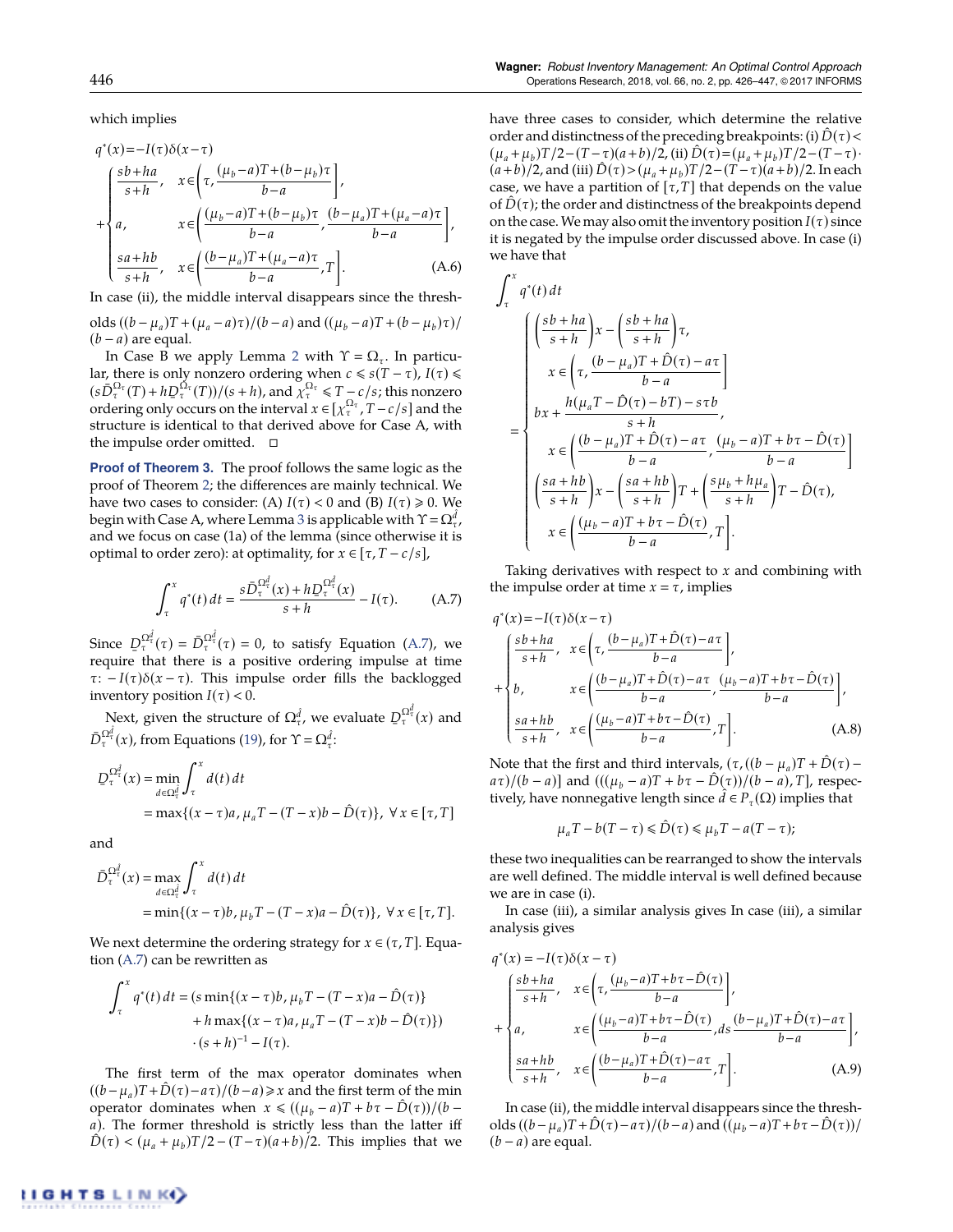which implies

$$q^*(x) = -I(\tau)\delta(x-\tau) + \begin{cases} \dfrac{sb+ha}{s+h}, & x \in \left(\tau, \dfrac{(\mu_b - a)T + (b-\mu_b)\tau}{b-a}\right], \\ a, & x \in \left(\dfrac{(\mu_b - a)T + (b-\mu_b)\tau}{b-a}, \dfrac{(b-\mu_a)T + (\mu_a - a)\tau}{b-a}\right], \\ \dfrac{sa+hb}{s+h}, & x \in \left(\dfrac{(b-\mu_a)T + (\mu_a - a)\tau}{b-a}, T\right]. \end{cases} \quad \text{(A.6)}$$

In case (ii), the middle interval disappears since the thresholds $((b-\mu_a)T + (\mu_a - a)\tau)/(b-a)$ and $((\mu_b - a)T + (b-\mu_b)\tau)/(b-a)$ are equal.

In Case B we apply Lemma 2 with $\Upsilon = \Omega_\tau$. In particular, there is only nonzero ordering when $c \leqslant s(T-\tau)$, $I(\tau) \leqslant (s\bar{D}_\tau^{\Omega_\tau}(T) + h\underline{D}_\tau^{\Omega_\tau}(T))/(s+h)$, and $\chi_\tau^{\Omega_\tau} \leqslant T - c/s$; this nonzero ordering only occurs on the interval $x \in [\chi_\tau^{\Omega_\tau}, T - c/s]$ and the structure is identical to that derived above for Case A, with the impulse order omitted. □

**Proof of Theorem 3.** The proof follows the same logic as the proof of Theorem 2; the differences are mainly technical. We have two cases to consider: (A) $I(\tau) < 0$ and (B) $I(\tau) \geqslant 0$. We begin with Case A, where Lemma 3 is applicable with $\Upsilon = \Omega_\tau^{\hat{d}}$, and we focus on case (1a) of the lemma (since otherwise it is optimal to order zero): at optimality, for $x \in [\tau, T - c/s]$,

$$\int_\tau^x q^*(t)\,dt = \frac{s\bar{D}_\tau^{\Omega_\tau^{\hat{d}}}(x) + h\underline{D}_\tau^{\Omega_\tau^{\hat{d}}}(x)}{s+h} - I(\tau). \quad \text{(A.7)}$$

Since $\underline{D}_\tau^{\Omega_\tau^{\hat{d}}}(\tau) = \bar{D}_\tau^{\Omega_\tau^{\hat{d}}}(\tau) = 0$, to satisfy Equation (A.7), we require that there is a positive ordering impulse at time $\tau$: $-I(\tau)\delta(x-\tau)$. This impulse order fills the backlogged inventory position $I(\tau) < 0$.

Next, given the structure of $\Omega_\tau^{\hat{d}}$, we evaluate $\underline{D}_\tau^{\Omega_\tau^{\hat{d}}}(x)$ and $\bar{D}_\tau^{\Omega_\tau^{\hat{d}}}(x)$, from Equations (19), for $\Upsilon = \Omega_\tau^{\hat{d}}$:

$$\underline{D}_\tau^{\Omega_\tau^{\hat{d}}}(x) = \min_{d \in \Omega_\tau^{\hat{d}}} \int_\tau^x d(t)\,dt = \max\{(x-\tau)a, \mu_a T - (T-x)b - \hat{D}(\tau)\}, \ \forall\, x \in [\tau, T]$$

and

$$\bar{D}_\tau^{\Omega_\tau^{\hat{d}}}(x) = \max_{d \in \Omega_\tau^{\hat{d}}} \int_\tau^x d(t)\,dt = \min\{(x-\tau)b, \mu_b T - (T-x)a - \hat{D}(\tau)\}, \ \forall\, x \in [\tau, T].$$

We next determine the ordering strategy for $x \in (\tau, T]$. Equation (A.7) can be rewritten as

$$\int_\tau^x q^*(t)\,dt = (s\min\{(x-\tau)b, \mu_b T - (T-x)a - \hat{D}(\tau)\} + h\max\{(x-\tau)a, \mu_a T - (T-x)b - \hat{D}(\tau)\}) \cdot (s+h)^{-1} - I(\tau).$$

The first term of the max operator dominates when $((b-\mu_a)T + \hat{D}(\tau) - a\tau)/(b-a) \geqslant x$ and the first term of the min operator dominates when $x \leqslant ((\mu_b - a)T + b\tau - \hat{D}(\tau))/(b-a)$. The former threshold is strictly less than the latter iff $\hat{D}(\tau) < (\mu_a + \mu_b)T/2 - (T-\tau)(a+b)/2$. This implies that we have three cases to consider, which determine the relative order and distinctness of the preceding breakpoints: (i) $\hat{D}(\tau) < (\mu_a + \mu_b)T/2 - (T-\tau)(a+b)/2$, (ii) $\hat{D}(\tau) = (\mu_a + \mu_b)T/2 - (T-\tau)\cdot(a+b)/2$, and (iii) $\hat{D}(\tau) > (\mu_a + \mu_b)T/2 - (T-\tau)(a+b)/2$. In each case, we have a partition of $[\tau, T]$ that depends on the value of $\hat{D}(\tau)$; the order and distinctness of the breakpoints depend on the case. We may also omit the inventory position $I(\tau)$ since it is negated by the impulse order discussed above. In case (i) we have that

$$\int_\tau^x q^*(t)\,dt = \begin{cases} \left(\dfrac{sb+ha}{s+h}\right)x - \left(\dfrac{sb+ha}{s+h}\right)\tau, \\ \quad x \in \left(\tau, \dfrac{(b-\mu_a)T + \hat{D}(\tau) - a\tau}{b-a}\right] \\ bx + \dfrac{h(\mu_a T - \hat{D}(\tau) - bT) - s\tau b}{s+h}, \\ \quad x \in \left(\dfrac{(b-\mu_a)T + \hat{D}(\tau) - a\tau}{b-a}, \dfrac{(\mu_b - a)T + b\tau - \hat{D}(\tau)}{b-a}\right] \\ \left(\dfrac{sa+hb}{s+h}\right)x - \left(\dfrac{sa+hb}{s+h}\right)T + \left(\dfrac{s\mu_b + h\mu_a}{s+h}\right)T - \hat{D}(\tau), \\ \quad x \in \left(\dfrac{(\mu_b - a)T + b\tau - \hat{D}(\tau)}{b-a}, T\right]. \end{cases}$$

Taking derivatives with respect to $x$ and combining with the impulse order at time $x = \tau$, implies

$$q^*(x) = -I(\tau)\delta(x-\tau) + \begin{cases} \dfrac{sb+ha}{s+h}, & x \in \left(\tau, \dfrac{(b-\mu_a)T + \hat{D}(\tau) - a\tau}{b-a}\right], \\ b, & x \in \left(\dfrac{(b-\mu_a)T + \hat{D}(\tau) - a\tau}{b-a}, \dfrac{(\mu_b - a)T + b\tau - \hat{D}(\tau)}{b-a}\right], \\ \dfrac{sa+hb}{s+h}, & x \in \left(\dfrac{(\mu_b - a)T + b\tau - \hat{D}(\tau)}{b-a}, T\right]. \end{cases} \quad \text{(A.8)}$$

Note that the first and third intervals, $(\tau, ((b-\mu_a)T + \hat{D}(\tau) - a\tau)/(b-a)]$ and $(((\mu_b - a)T + b\tau - \hat{D}(\tau))/(b-a), T]$, respectively, have nonnegative length since $\hat{d} \in P_\tau(\Omega)$ implies that

$$\mu_a T - b(T-\tau) \leqslant \hat{D}(\tau) \leqslant \mu_b T - a(T-\tau);$$

these two inequalities can be rearranged to show the intervals are well defined. The middle interval is well defined because we are in case (i).

In case (iii), a similar analysis gives In case (iii), a similar analysis gives

$$q^*(x) = -I(\tau)\delta(x-\tau) + \begin{cases} \dfrac{sb+ha}{s+h}, & x \in \left(\tau, \dfrac{(\mu_b - a)T + b\tau - \hat{D}(\tau)}{b-a}\right], \\ a, & x \in \left(\dfrac{(\mu_b - a)T + b\tau - \hat{D}(\tau)}{b-a}, ds\, \dfrac{(b-\mu_a)T + \hat{D}(\tau) - a\tau}{b-a}\right], \\ \dfrac{sa+hb}{s+h}, & x \in \left(\dfrac{(b-\mu_a)T + \hat{D}(\tau) - a\tau}{b-a}, T\right]. \end{cases} \quad \text{(A.9)}$$

In case (ii), the middle interval disappears since the thresholds $((b-\mu_a)T + \hat{D}(\tau) - a\tau)/(b-a)$ and $((\mu_b - a)T + b\tau - \hat{D}(\tau))/(b-a)$ are equal.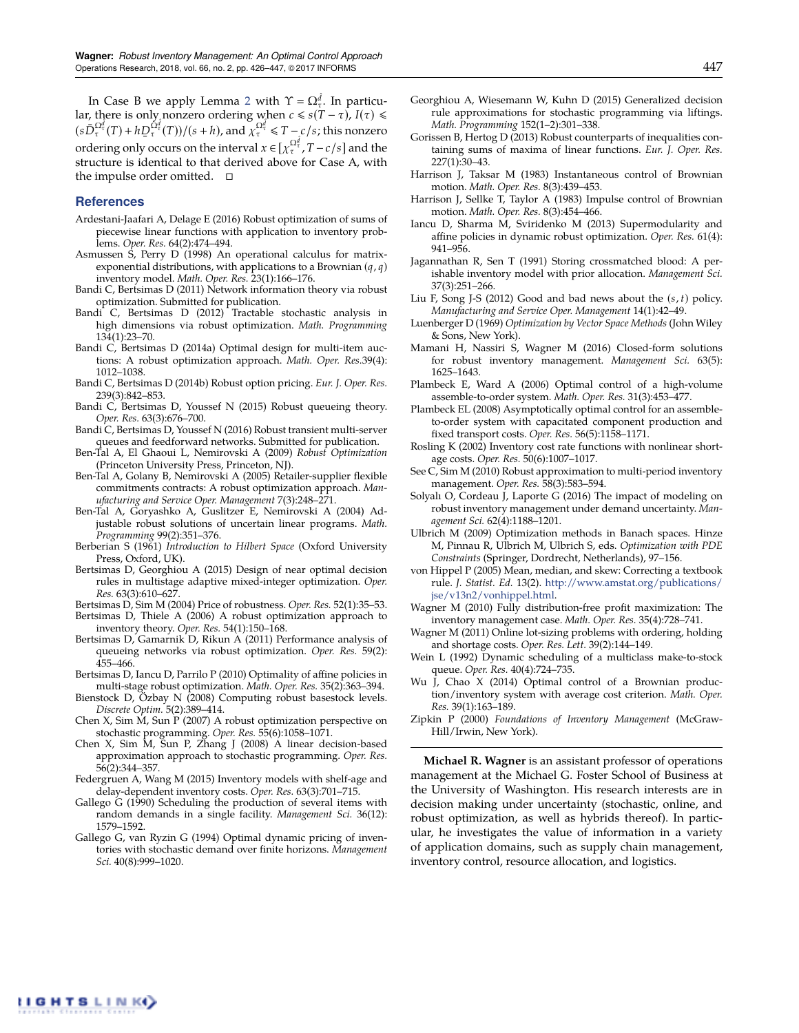In Case B we apply Lemma 2 with $\Upsilon = \Omega_\tau^{\hat{d}}$. In particular, there is only nonzero ordering when $c \leqslant s(T-\tau)$, $I(\tau) \leqslant (s\bar{D}_\tau^{\Omega_\tau^d}(T) + hD_\tau^{\Omega_\tau^d}(T))/(s+h)$, and $\chi_\tau^{\Omega_\tau^d} \leqslant T - c/s$; this nonzero ordering only occurs on the interval $x \in [\chi_\tau^{\Omega_\tau^d}, T - c/s]$ and the structure is identical to that derived above for Case A, with the impulse order omitted. □

## References

Ardestani-Jaafari A, Delage E (2016) Robust optimization of sums of piecewise linear functions with application to inventory problems. *Oper. Res.* 64(2):474–494.

Asmussen S, Perry D (1998) An operational calculus for matrix-exponential distributions, with applications to a Brownian $(q, q)$ inventory model. *Math. Oper. Res.* 23(1):166–176.

Bandi C, Bertsimas D (2011) Network information theory via robust optimization. Submitted for publication.

Bandi C, Bertsimas D (2012) Tractable stochastic analysis in high dimensions via robust optimization. *Math. Programming* 134(1):23–70.

Bandi C, Bertsimas D (2014a) Optimal design for multi-item auctions: A robust optimization approach. *Math. Oper. Res.*39(4): 1012–1038.

Bandi C, Bertsimas D (2014b) Robust option pricing. *Eur. J. Oper. Res.* 239(3):842–853.

Bandi C, Bertsimas D, Youssef N (2015) Robust queueing theory. *Oper. Res.* 63(3):676–700.

Bandi C, Bertsimas D, Youssef N (2016) Robust transient multi-server queues and feedforward networks. Submitted for publication.

Ben-Tal A, El Ghaoui L, Nemirovski A (2009) *Robust Optimization* (Princeton University Press, Princeton, NJ).

Ben-Tal A, Golany B, Nemirovski A (2005) Retailer-supplier flexible commitments contracts: A robust optimization approach. *Manufacturing and Service Oper. Management* 7(3):248–271.

Ben-Tal A, Goryashko A, Guslitzer E, Nemirovski A (2004) Adjustable robust solutions of uncertain linear programs. *Math. Programming* 99(2):351–376.

Berberian S (1961) *Introduction to Hilbert Space* (Oxford University Press, Oxford, UK).

Bertsimas D, Georghiou A (2015) Design of near optimal decision rules in multistage adaptive mixed-integer optimization. *Oper. Res.* 63(3):610–627.

Bertsimas D, Sim M (2004) Price of robustness. *Oper. Res.* 52(1):35–53.

Bertsimas D, Thiele A (2006) A robust optimization approach to inventory theory. *Oper. Res.* 54(1):150–168.

Bertsimas D, Gamarnik D, Rikun A (2011) Performance analysis of queueing networks via robust optimization. *Oper. Res.* 59(2): 455–466.

Bertsimas D, Iancu D, Parrilo P (2010) Optimality of affine policies in multi-stage robust optimization. *Math. Oper. Res.* 35(2):363–394.

Bienstock D, Özbay N (2008) Computing robust basestock levels. *Discrete Optim.* 5(2):389–414.

Chen X, Sim M, Sun P (2007) A robust optimization perspective on stochastic programming. *Oper. Res.* 55(6):1058–1071.

Chen X, Sim M, Sun P, Zhang J (2008) A linear decision-based approximation approach to stochastic programming. *Oper. Res.* 56(2):344–357.

Federgruen A, Wang M (2015) Inventory models with shelf-age and delay-dependent inventory costs. *Oper. Res.* 63(3):701–715.

Gallego G (1990) Scheduling the production of several items with random demands in a single facility. *Management Sci.* 36(12): 1579–1592.

Gallego G, van Ryzin G (1994) Optimal dynamic pricing of inventories with stochastic demand over finite horizons. *Management Sci.* 40(8):999–1020.

Georghiou A, Wiesemann W, Kuhn D (2015) Generalized decision rule approximations for stochastic programming via liftings. *Math. Programming* 152(1–2):301–338.

Gorissen B, Hertog D (2013) Robust counterparts of inequalities containing sums of maxima of linear functions. *Eur. J. Oper. Res.* 227(1):30–43.

Harrison J, Taksar M (1983) Instantaneous control of Brownian motion. *Math. Oper. Res.* 8(3):439–453.

Harrison J, Sellke T, Taylor A (1983) Impulse control of Brownian motion. *Math. Oper. Res.* 8(3):454–466.

Iancu D, Sharma M, Sviridenko M (2013) Supermodularity and affine policies in dynamic robust optimization. *Oper. Res.* 61(4): 941–956.

Jagannathan R, Sen T (1991) Storing crossmatched blood: A perishable inventory model with prior allocation. *Management Sci.* 37(3):251–266.

Liu F, Song J-S (2012) Good and bad news about the $(s, t)$ policy. *Manufacturing and Service Oper. Management* 14(1):42–49.

Luenberger D (1969) *Optimization by Vector Space Methods* (John Wiley & Sons, New York).

Mamani H, Nassiri S, Wagner M (2016) Closed-form solutions for robust inventory management. *Management Sci.* 63(5): 1625–1643.

Plambeck E, Ward A (2006) Optimal control of a high-volume assemble-to-order system. *Math. Oper. Res.* 31(3):453–477.

Plambeck EL (2008) Asymptotically optimal control for an assemble-to-order system with capacitated component production and fixed transport costs. *Oper. Res.* 56(5):1158–1171.

Rosling K (2002) Inventory cost rate functions with nonlinear shortage costs. *Oper. Res.* 50(6):1007–1017.

See C, Sim M (2010) Robust approximation to multi-period inventory management. *Oper. Res.* 58(3):583–594.

Solyalı O, Cordeau J, Laporte G (2016) The impact of modeling on robust inventory management under demand uncertainty. *Management Sci.* 62(4):1188–1201.

Ulbrich M (2009) Optimization methods in Banach spaces. Hinze M, Pinnau R, Ulbrich M, Ulbrich S, eds. *Optimization with PDE Constraints* (Springer, Dordrecht, Netherlands), 97–156.

von Hippel P (2005) Mean, median, and skew: Correcting a textbook rule. *J. Statist. Ed.* 13(2). http://www.amstat.org/publications/jse/v13n2/vonhippel.html.

Wagner M (2010) Fully distribution-free profit maximization: The inventory management case. *Math. Oper. Res.* 35(4):728–741.

Wagner M (2011) Online lot-sizing problems with ordering, holding and shortage costs. *Oper. Res. Lett.* 39(2):144–149.

Wein L (1992) Dynamic scheduling of a multiclass make-to-stock queue. *Oper. Res.* 40(4):724–735.

Wu J, Chao X (2014) Optimal control of a Brownian production/inventory system with average cost criterion. *Math. Oper. Res.* 39(1):163–189.

Zipkin P (2000) *Foundations of Inventory Management* (McGraw-Hill/Irwin, New York).

---

**Michael R. Wagner** is an assistant professor of operations management at the Michael G. Foster School of Business at the University of Washington. His research interests are in decision making under uncertainty (stochastic, online, and robust optimization, as well as hybrids thereof). In particular, he investigates the value of information in a variety of application domains, such as supply chain management, inventory control, resource allocation, and logistics.